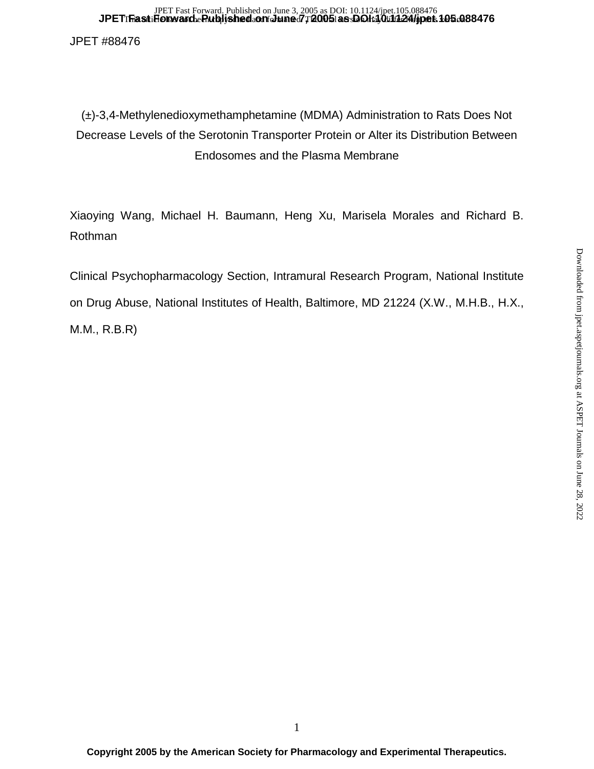JPET #88476

# (±)-3,4-Methylenedioxymethamphetamine (MDMA) Administration to Rats Does Not Decrease Levels of the Serotonin Transporter Protein or Alter its Distribution Between Endosomes and the Plasma Membrane

Xiaoying Wang, Michael H. Baumann, Heng Xu, Marisela Morales and Richard B. Rothman

Clinical Psychopharmacology Section, Intramural Research Program, National Institute on Drug Abuse, National Institutes of Health, Baltimore, MD 21224 (X.W., M.H.B., H.X., M.M., R.B.R)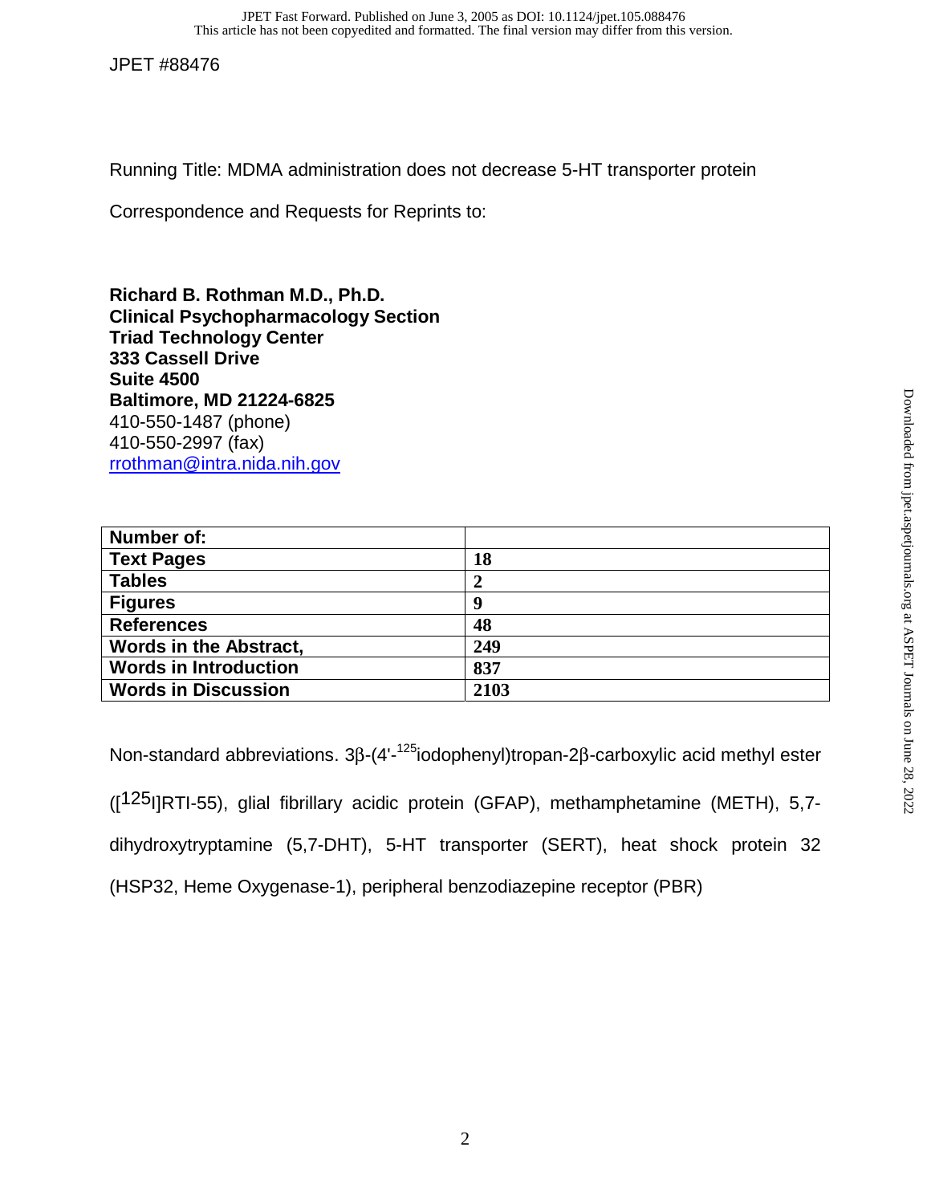Running Title: MDMA administration does not decrease 5-HT transporter protein

Correspondence and Requests for Reprints to:

**Richard B. Rothman M.D., Ph.D.**
**Clinical Psychopharmacology Section**
**Triad Technology Center**
**333 Cassell Drive**
**Suite 4500**
**Baltimore, MD 21224-6825**
410-550-1487 (phone)
410-550-2997 (fax)
rrothman@intra.nida.nih.gov

| **Number of:** | |
|---|---|
| **Text Pages** | **18** |
| **Tables** | **2** |
| **Figures** | **9** |
| **References** | **48** |
| **Words in the Abstract,** | **249** |
| **Words in Introduction** | **837** |
| **Words in Discussion** | **2103** |

Non-standard abbreviations. 3β-(4'-$^{125}$iodophenyl)tropan-2β-carboxylic acid methyl ester ([$^{125}$I]RTI-55), glial fibrillary acidic protein (GFAP), methamphetamine (METH), 5,7-dihydroxytryptamine (5,7-DHT), 5-HT transporter (SERT), heat shock protein 32 (HSP32, Heme Oxygenase-1), peripheral benzodiazepine receptor (PBR)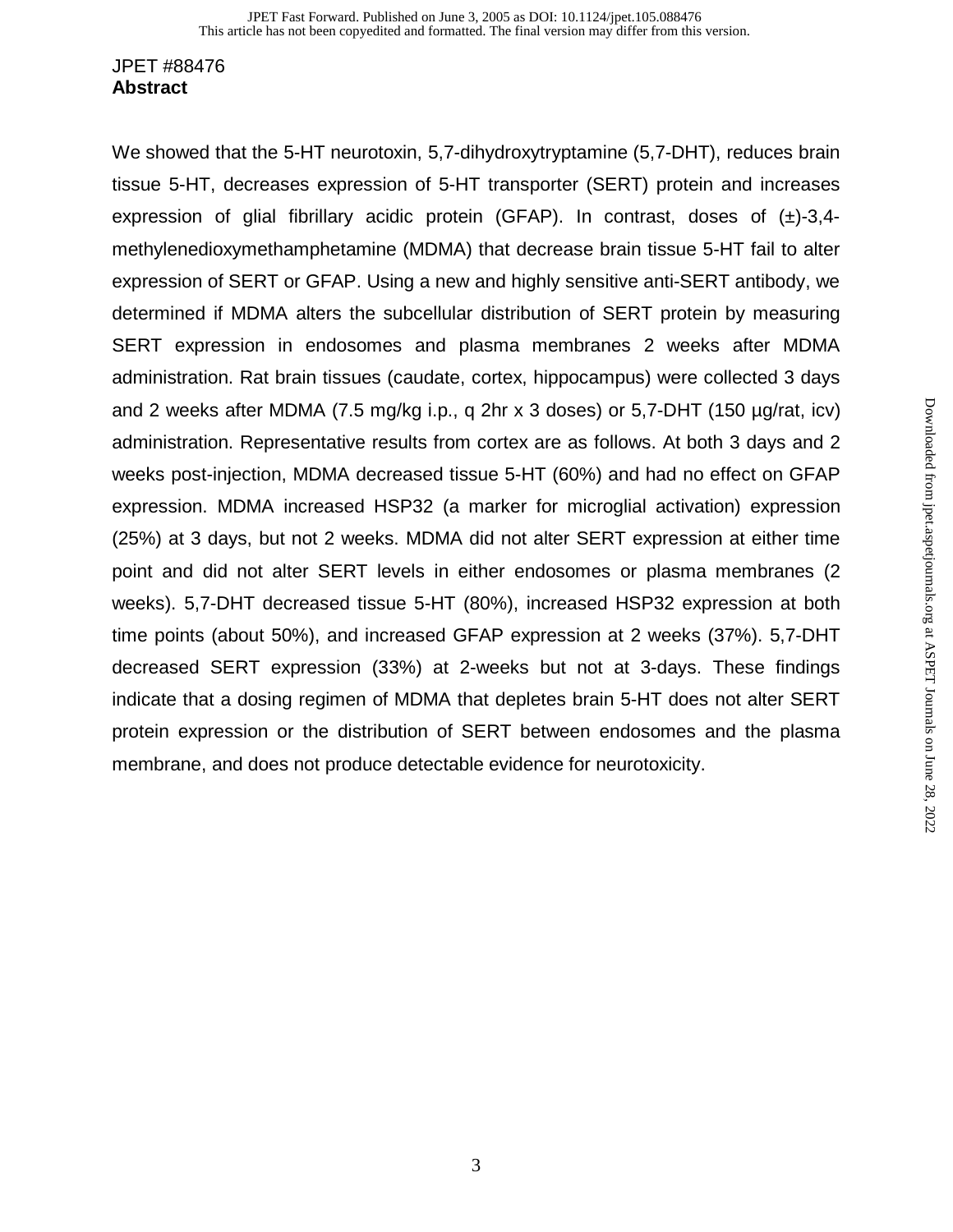**Abstract**

We showed that the 5-HT neurotoxin, 5,7-dihydroxytryptamine (5,7-DHT), reduces brain tissue 5-HT, decreases expression of 5-HT transporter (SERT) protein and increases expression of glial fibrillary acidic protein (GFAP). In contrast, doses of (±)-3,4-methylenedioxymethamphetamine (MDMA) that decrease brain tissue 5-HT fail to alter expression of SERT or GFAP. Using a new and highly sensitive anti-SERT antibody, we determined if MDMA alters the subcellular distribution of SERT protein by measuring SERT expression in endosomes and plasma membranes 2 weeks after MDMA administration. Rat brain tissues (caudate, cortex, hippocampus) were collected 3 days and 2 weeks after MDMA (7.5 mg/kg i.p., q 2hr x 3 doses) or 5,7-DHT (150 µg/rat, icv) administration. Representative results from cortex are as follows. At both 3 days and 2 weeks post-injection, MDMA decreased tissue 5-HT (60%) and had no effect on GFAP expression. MDMA increased HSP32 (a marker for microglial activation) expression (25%) at 3 days, but not 2 weeks. MDMA did not alter SERT expression at either time point and did not alter SERT levels in either endosomes or plasma membranes (2 weeks). 5,7-DHT decreased tissue 5-HT (80%), increased HSP32 expression at both time points (about 50%), and increased GFAP expression at 2 weeks (37%). 5,7-DHT decreased SERT expression (33%) at 2-weeks but not at 3-days. These findings indicate that a dosing regimen of MDMA that depletes brain 5-HT does not alter SERT protein expression or the distribution of SERT between endosomes and the plasma membrane, and does not produce detectable evidence for neurotoxicity.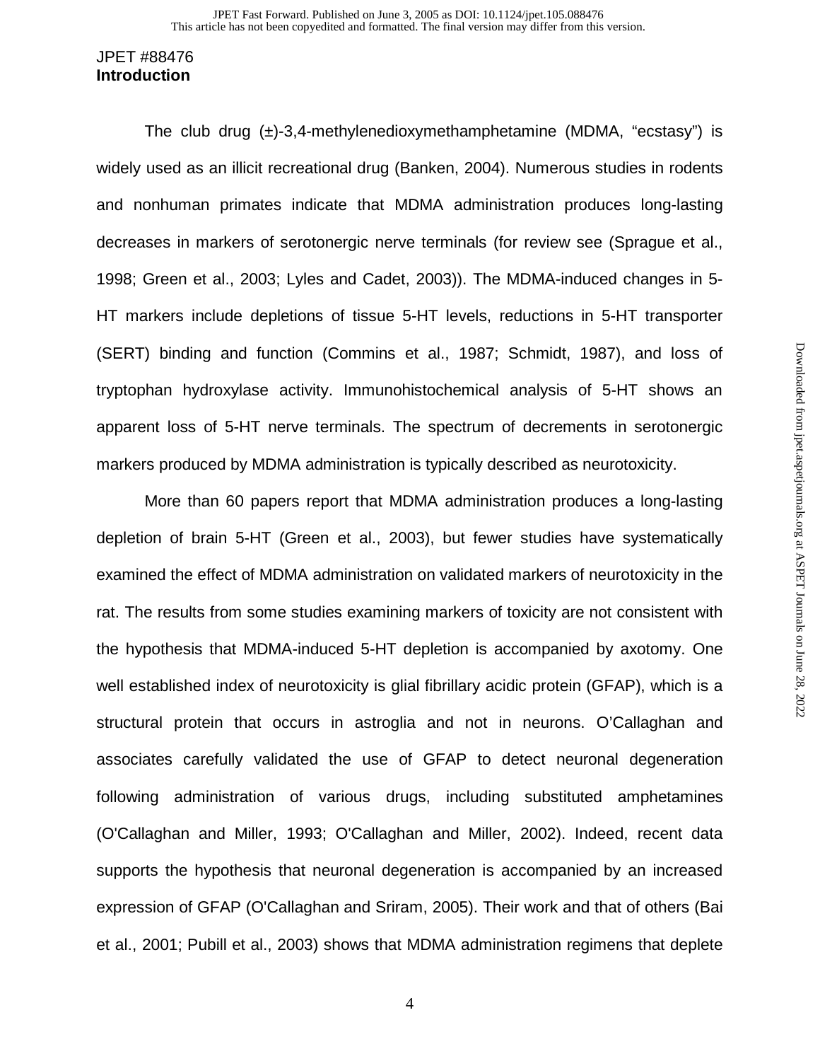## Introduction

The club drug (±)-3,4-methylenedioxymethamphetamine (MDMA, "ecstasy") is widely used as an illicit recreational drug (Banken, 2004). Numerous studies in rodents and nonhuman primates indicate that MDMA administration produces long-lasting decreases in markers of serotonergic nerve terminals (for review see (Sprague et al., 1998; Green et al., 2003; Lyles and Cadet, 2003)). The MDMA-induced changes in 5-HT markers include depletions of tissue 5-HT levels, reductions in 5-HT transporter (SERT) binding and function (Commins et al., 1987; Schmidt, 1987), and loss of tryptophan hydroxylase activity. Immunohistochemical analysis of 5-HT shows an apparent loss of 5-HT nerve terminals. The spectrum of decrements in serotonergic markers produced by MDMA administration is typically described as neurotoxicity.

More than 60 papers report that MDMA administration produces a long-lasting depletion of brain 5-HT (Green et al., 2003), but fewer studies have systematically examined the effect of MDMA administration on validated markers of neurotoxicity in the rat. The results from some studies examining markers of toxicity are not consistent with the hypothesis that MDMA-induced 5-HT depletion is accompanied by axotomy. One well established index of neurotoxicity is glial fibrillary acidic protein (GFAP), which is a structural protein that occurs in astroglia and not in neurons. O'Callaghan and associates carefully validated the use of GFAP to detect neuronal degeneration following administration of various drugs, including substituted amphetamines (O'Callaghan and Miller, 1993; O'Callaghan and Miller, 2002). Indeed, recent data supports the hypothesis that neuronal degeneration is accompanied by an increased expression of GFAP (O'Callaghan and Sriram, 2005). Their work and that of others (Bai et al., 2001; Pubill et al., 2003) shows that MDMA administration regimens that deplete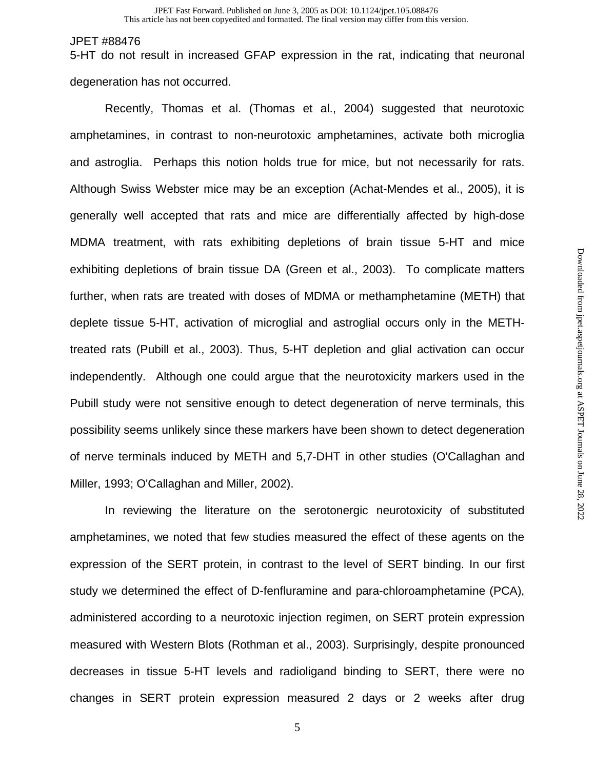5-HT do not result in increased GFAP expression in the rat, indicating that neuronal degeneration has not occurred.

Recently, Thomas et al. (Thomas et al., 2004) suggested that neurotoxic amphetamines, in contrast to non-neurotoxic amphetamines, activate both microglia and astroglia. Perhaps this notion holds true for mice, but not necessarily for rats. Although Swiss Webster mice may be an exception (Achat-Mendes et al., 2005), it is generally well accepted that rats and mice are differentially affected by high-dose MDMA treatment, with rats exhibiting depletions of brain tissue 5-HT and mice exhibiting depletions of brain tissue DA (Green et al., 2003). To complicate matters further, when rats are treated with doses of MDMA or methamphetamine (METH) that deplete tissue 5-HT, activation of microglial and astroglial occurs only in the METH-treated rats (Pubill et al., 2003). Thus, 5-HT depletion and glial activation can occur independently. Although one could argue that the neurotoxicity markers used in the Pubill study were not sensitive enough to detect degeneration of nerve terminals, this possibility seems unlikely since these markers have been shown to detect degeneration of nerve terminals induced by METH and 5,7-DHT in other studies (O'Callaghan and Miller, 1993; O'Callaghan and Miller, 2002).

In reviewing the literature on the serotonergic neurotoxicity of substituted amphetamines, we noted that few studies measured the effect of these agents on the expression of the SERT protein, in contrast to the level of SERT binding. In our first study we determined the effect of D-fenfluramine and para-chloroamphetamine (PCA), administered according to a neurotoxic injection regimen, on SERT protein expression measured with Western Blots (Rothman et al., 2003). Surprisingly, despite pronounced decreases in tissue 5-HT levels and radioligand binding to SERT, there were no changes in SERT protein expression measured 2 days or 2 weeks after drug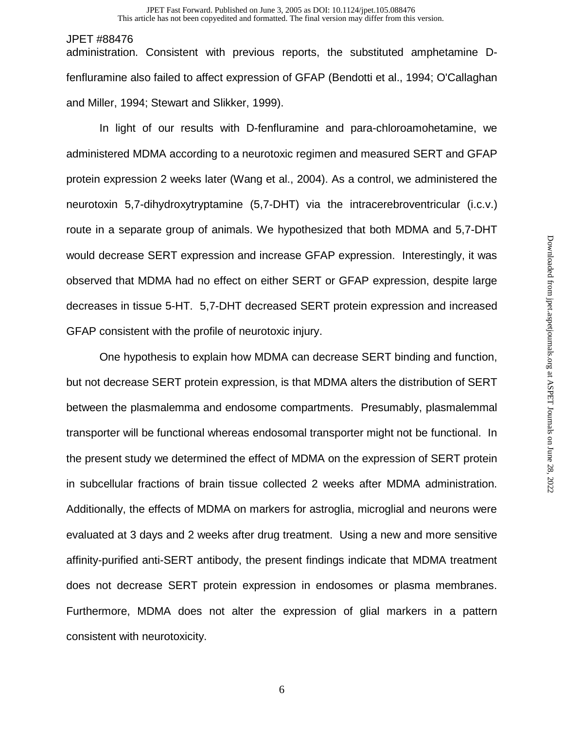administration. Consistent with previous reports, the substituted amphetamine D-fenfluramine also failed to affect expression of GFAP (Bendotti et al., 1994; O'Callaghan and Miller, 1994; Stewart and Slikker, 1999).

In light of our results with D-fenfluramine and para-chloroamohetamine, we administered MDMA according to a neurotoxic regimen and measured SERT and GFAP protein expression 2 weeks later (Wang et al., 2004). As a control, we administered the neurotoxin 5,7-dihydroxytryptamine (5,7-DHT) via the intracerebroventricular (i.c.v.) route in a separate group of animals. We hypothesized that both MDMA and 5,7-DHT would decrease SERT expression and increase GFAP expression. Interestingly, it was observed that MDMA had no effect on either SERT or GFAP expression, despite large decreases in tissue 5-HT. 5,7-DHT decreased SERT protein expression and increased GFAP consistent with the profile of neurotoxic injury.

One hypothesis to explain how MDMA can decrease SERT binding and function, but not decrease SERT protein expression, is that MDMA alters the distribution of SERT between the plasmalemma and endosome compartments. Presumably, plasmalemmal transporter will be functional whereas endosomal transporter might not be functional. In the present study we determined the effect of MDMA on the expression of SERT protein in subcellular fractions of brain tissue collected 2 weeks after MDMA administration. Additionally, the effects of MDMA on markers for astroglia, microglial and neurons were evaluated at 3 days and 2 weeks after drug treatment. Using a new and more sensitive affinity-purified anti-SERT antibody, the present findings indicate that MDMA treatment does not decrease SERT protein expression in endosomes or plasma membranes. Furthermore, MDMA does not alter the expression of glial markers in a pattern consistent with neurotoxicity.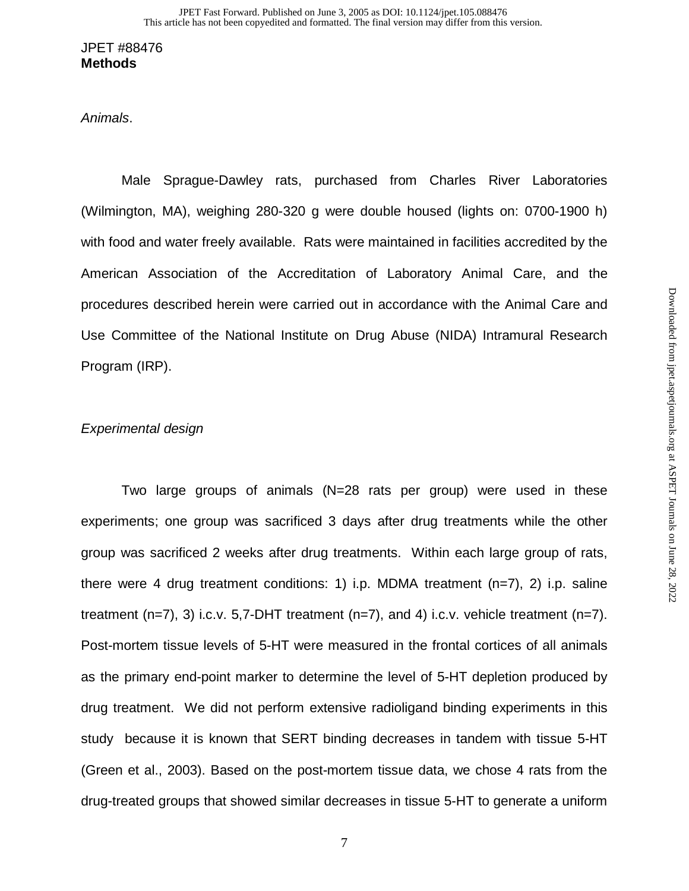## Methods

*Animals*.

Male Sprague-Dawley rats, purchased from Charles River Laboratories (Wilmington, MA), weighing 280-320 g were double housed (lights on: 0700-1900 h) with food and water freely available. Rats were maintained in facilities accredited by the American Association of the Accreditation of Laboratory Animal Care, and the procedures described herein were carried out in accordance with the Animal Care and Use Committee of the National Institute on Drug Abuse (NIDA) Intramural Research Program (IRP).

*Experimental design*

Two large groups of animals (N=28 rats per group) were used in these experiments; one group was sacrificed 3 days after drug treatments while the other group was sacrificed 2 weeks after drug treatments. Within each large group of rats, there were 4 drug treatment conditions: 1) i.p. MDMA treatment (n=7), 2) i.p. saline treatment (n=7), 3) i.c.v. 5,7-DHT treatment (n=7), and 4) i.c.v. vehicle treatment (n=7). Post-mortem tissue levels of 5-HT were measured in the frontal cortices of all animals as the primary end-point marker to determine the level of 5-HT depletion produced by drug treatment. We did not perform extensive radioligand binding experiments in this study because it is known that SERT binding decreases in tandem with tissue 5-HT (Green et al., 2003). Based on the post-mortem tissue data, we chose 4 rats from the drug-treated groups that showed similar decreases in tissue 5-HT to generate a uniform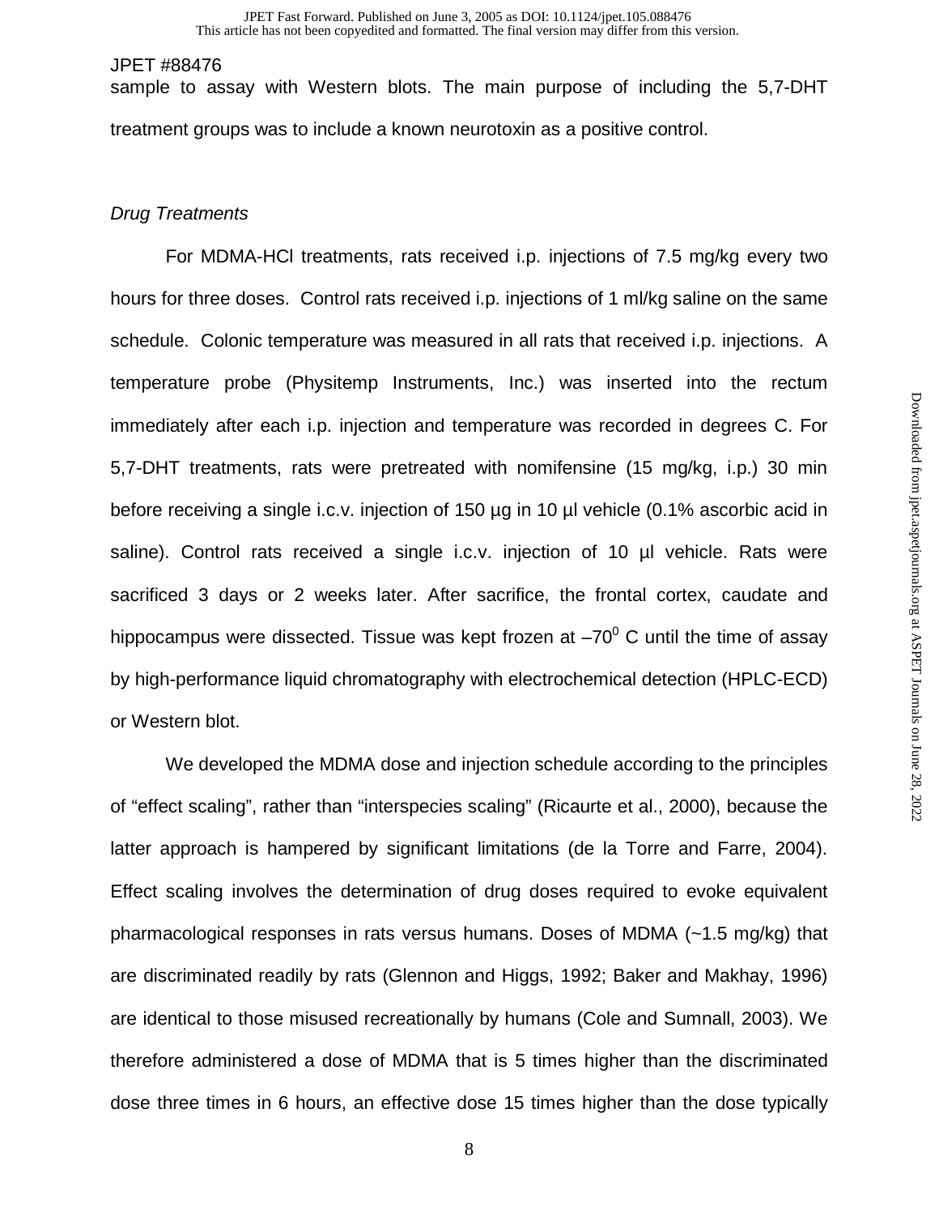sample to assay with Western blots. The main purpose of including the 5,7-DHT treatment groups was to include a known neurotoxin as a positive control.

*Drug Treatments*

For MDMA-HCl treatments, rats received i.p. injections of 7.5 mg/kg every two hours for three doses. Control rats received i.p. injections of 1 ml/kg saline on the same schedule. Colonic temperature was measured in all rats that received i.p. injections. A temperature probe (Physitemp Instruments, Inc.) was inserted into the rectum immediately after each i.p. injection and temperature was recorded in degrees C. For 5,7-DHT treatments, rats were pretreated with nomifensine (15 mg/kg, i.p.) 30 min before receiving a single i.c.v. injection of 150 µg in 10 µl vehicle (0.1% ascorbic acid in saline). Control rats received a single i.c.v. injection of 10 µl vehicle. Rats were sacrificed 3 days or 2 weeks later. After sacrifice, the frontal cortex, caudate and hippocampus were dissected. Tissue was kept frozen at $-70^0$ C until the time of assay by high-performance liquid chromatography with electrochemical detection (HPLC-ECD) or Western blot.

We developed the MDMA dose and injection schedule according to the principles of "effect scaling", rather than "interspecies scaling" (Ricaurte et al., 2000), because the latter approach is hampered by significant limitations (de la Torre and Farre, 2004). Effect scaling involves the determination of drug doses required to evoke equivalent pharmacological responses in rats versus humans. Doses of MDMA (~1.5 mg/kg) that are discriminated readily by rats (Glennon and Higgs, 1992; Baker and Makhay, 1996) are identical to those misused recreationally by humans (Cole and Sumnall, 2003). We therefore administered a dose of MDMA that is 5 times higher than the discriminated dose three times in 6 hours, an effective dose 15 times higher than the dose typically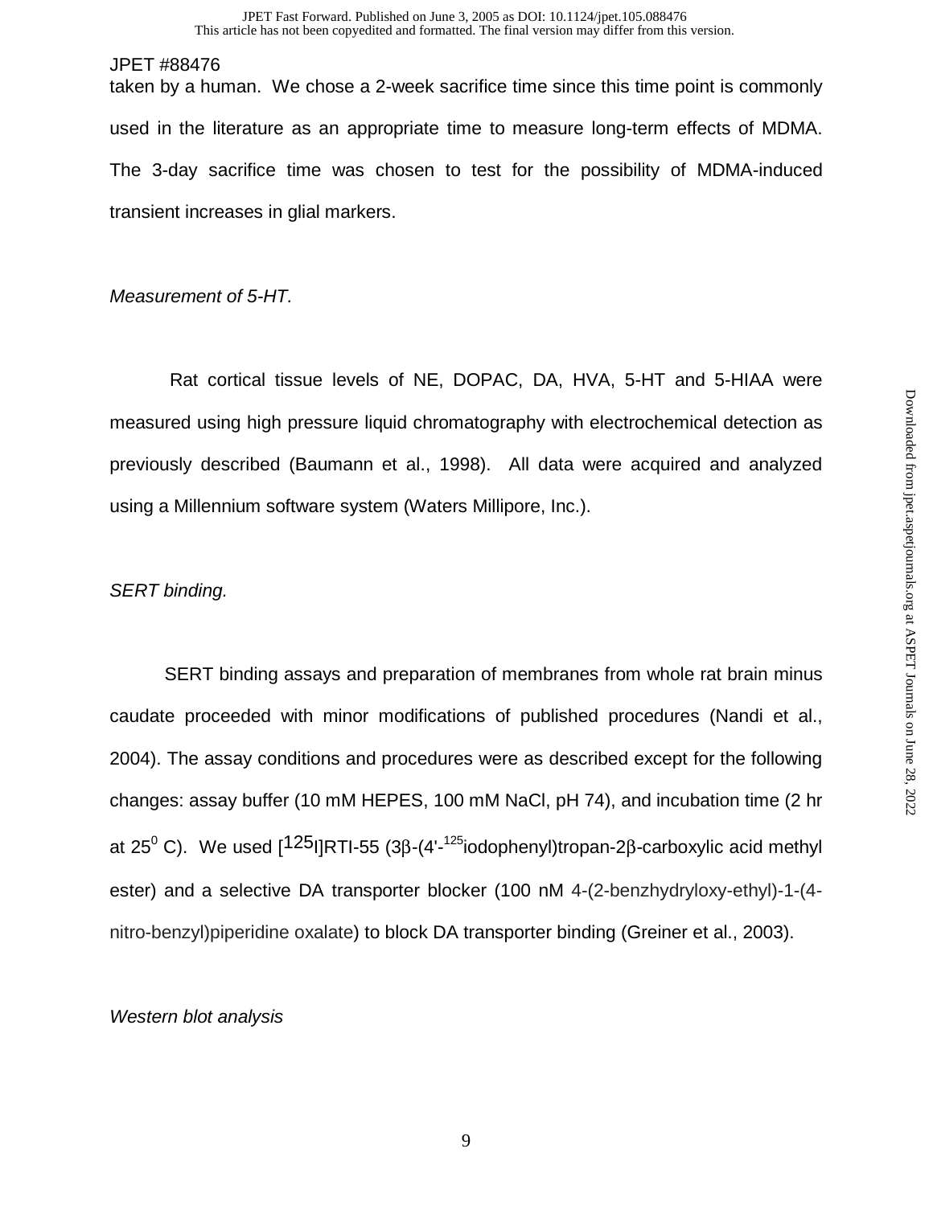taken by a human. We chose a 2-week sacrifice time since this time point is commonly used in the literature as an appropriate time to measure long-term effects of MDMA. The 3-day sacrifice time was chosen to test for the possibility of MDMA-induced transient increases in glial markers.

*Measurement of 5-HT.*

Rat cortical tissue levels of NE, DOPAC, DA, HVA, 5-HT and 5-HIAA were measured using high pressure liquid chromatography with electrochemical detection as previously described (Baumann et al., 1998). All data were acquired and analyzed using a Millennium software system (Waters Millipore, Inc.).

*SERT binding.*

SERT binding assays and preparation of membranes from whole rat brain minus caudate proceeded with minor modifications of published procedures (Nandi et al., 2004). The assay conditions and procedures were as described except for the following changes: assay buffer (10 mM HEPES, 100 mM NaCl, pH 74), and incubation time (2 hr at $25^0$ C). We used [$^{125}$I]RTI-55 (3β-(4'-$^{125}$iodophenyl)tropan-2β-carboxylic acid methyl ester) and a selective DA transporter blocker (100 nM 4-(2-benzhydryloxy-ethyl)-1-(4-nitro-benzyl)piperidine oxalate) to block DA transporter binding (Greiner et al., 2003).

*Western blot analysis*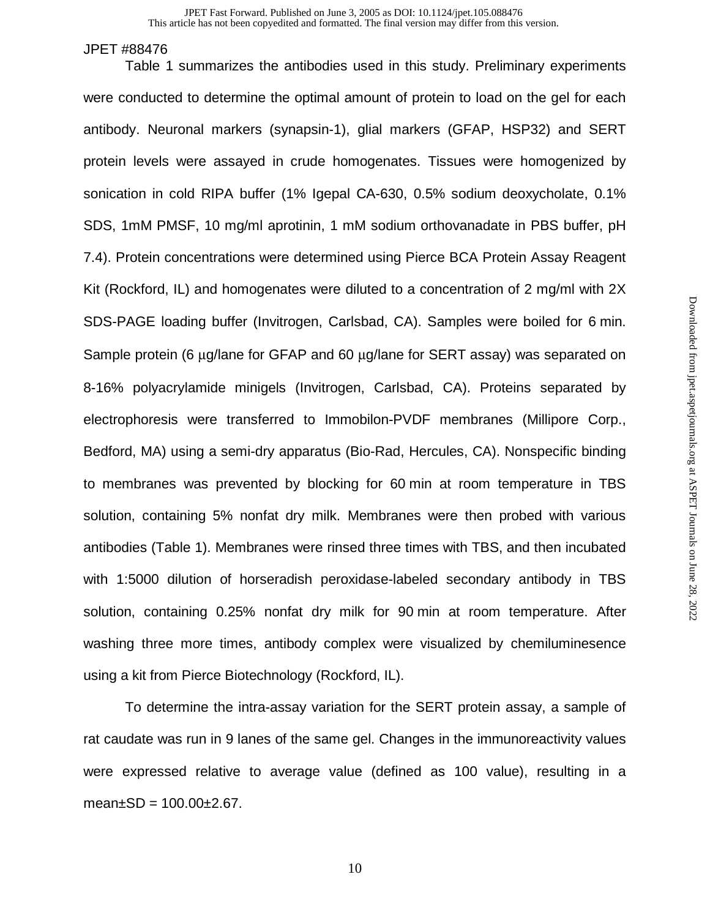Table 1 summarizes the antibodies used in this study. Preliminary experiments were conducted to determine the optimal amount of protein to load on the gel for each antibody. Neuronal markers (synapsin-1), glial markers (GFAP, HSP32) and SERT protein levels were assayed in crude homogenates. Tissues were homogenized by sonication in cold RIPA buffer (1% Igepal CA-630, 0.5% sodium deoxycholate, 0.1% SDS, 1mM PMSF, 10 mg/ml aprotinin, 1 mM sodium orthovanadate in PBS buffer, pH 7.4). Protein concentrations were determined using Pierce BCA Protein Assay Reagent Kit (Rockford, IL) and homogenates were diluted to a concentration of 2 mg/ml with 2X SDS-PAGE loading buffer (Invitrogen, Carlsbad, CA). Samples were boiled for 6 min. Sample protein (6 µg/lane for GFAP and 60 µg/lane for SERT assay) was separated on 8-16% polyacrylamide minigels (Invitrogen, Carlsbad, CA). Proteins separated by electrophoresis were transferred to Immobilon-PVDF membranes (Millipore Corp., Bedford, MA) using a semi-dry apparatus (Bio-Rad, Hercules, CA). Nonspecific binding to membranes was prevented by blocking for 60 min at room temperature in TBS solution, containing 5% nonfat dry milk. Membranes were then probed with various antibodies (Table 1). Membranes were rinsed three times with TBS, and then incubated with 1:5000 dilution of horseradish peroxidase-labeled secondary antibody in TBS solution, containing 0.25% nonfat dry milk for 90 min at room temperature. After washing three more times, antibody complex were visualized by chemiluminesence using a kit from Pierce Biotechnology (Rockford, IL).

To determine the intra-assay variation for the SERT protein assay, a sample of rat caudate was run in 9 lanes of the same gel. Changes in the immunoreactivity values were expressed relative to average value (defined as 100 value), resulting in a mean±SD = 100.00±2.67.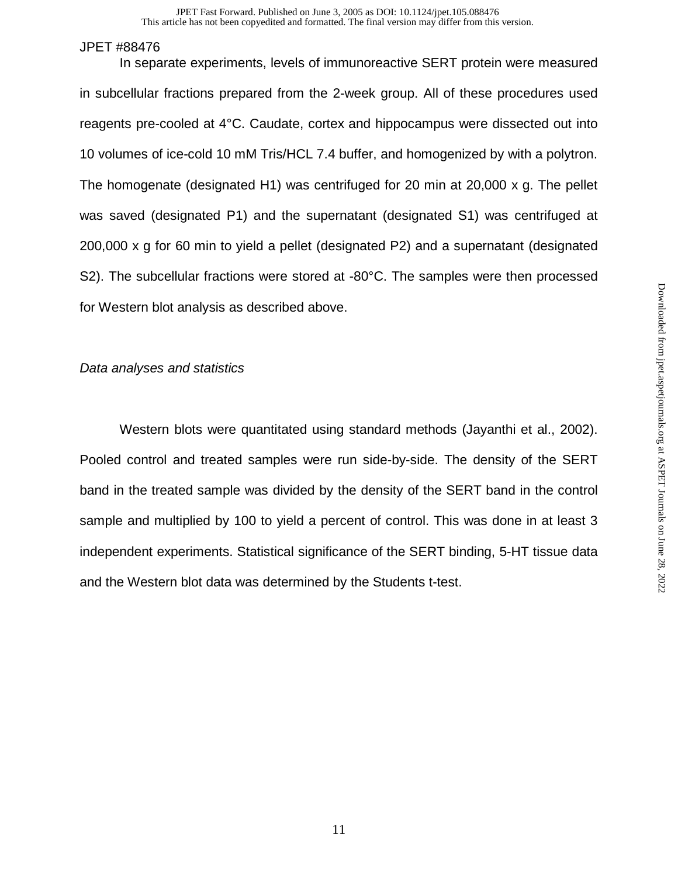In separate experiments, levels of immunoreactive SERT protein were measured in subcellular fractions prepared from the 2-week group. All of these procedures used reagents pre-cooled at 4°C. Caudate, cortex and hippocampus were dissected out into 10 volumes of ice-cold 10 mM Tris/HCL 7.4 buffer, and homogenized by with a polytron. The homogenate (designated H1) was centrifuged for 20 min at 20,000 x g. The pellet was saved (designated P1) and the supernatant (designated S1) was centrifuged at 200,000 x g for 60 min to yield a pellet (designated P2) and a supernatant (designated S2). The subcellular fractions were stored at -80°C. The samples were then processed for Western blot analysis as described above.

*Data analyses and statistics*

Western blots were quantitated using standard methods (Jayanthi et al., 2002). Pooled control and treated samples were run side-by-side. The density of the SERT band in the treated sample was divided by the density of the SERT band in the control sample and multiplied by 100 to yield a percent of control. This was done in at least 3 independent experiments. Statistical significance of the SERT binding, 5-HT tissue data and the Western blot data was determined by the Students t-test.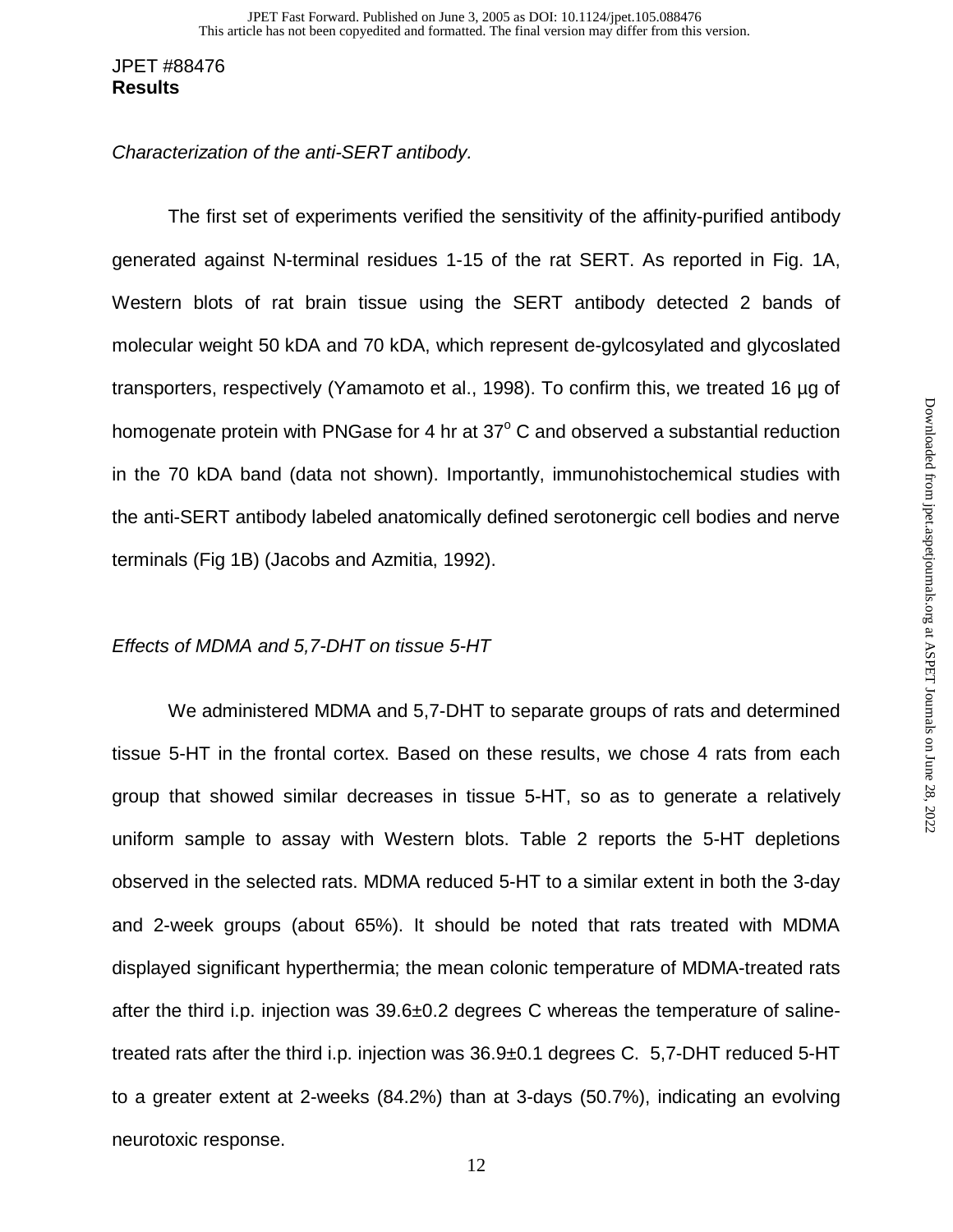## Results

*Characterization of the anti-SERT antibody.*

The first set of experiments verified the sensitivity of the affinity-purified antibody generated against N-terminal residues 1-15 of the rat SERT. As reported in Fig. 1A, Western blots of rat brain tissue using the SERT antibody detected 2 bands of molecular weight 50 kDA and 70 kDA, which represent de-gylcosylated and glycoslated transporters, respectively (Yamamoto et al., 1998). To confirm this, we treated 16 µg of homogenate protein with PNGase for 4 hr at 37$^{o}$ C and observed a substantial reduction in the 70 kDA band (data not shown). Importantly, immunohistochemical studies with the anti-SERT antibody labeled anatomically defined serotonergic cell bodies and nerve terminals (Fig 1B) (Jacobs and Azmitia, 1992).

*Effects of MDMA and 5,7-DHT on tissue 5-HT*

We administered MDMA and 5,7-DHT to separate groups of rats and determined tissue 5-HT in the frontal cortex. Based on these results, we chose 4 rats from each group that showed similar decreases in tissue 5-HT, so as to generate a relatively uniform sample to assay with Western blots. Table 2 reports the 5-HT depletions observed in the selected rats. MDMA reduced 5-HT to a similar extent in both the 3-day and 2-week groups (about 65%). It should be noted that rats treated with MDMA displayed significant hyperthermia; the mean colonic temperature of MDMA-treated rats after the third i.p. injection was 39.6±0.2 degrees C whereas the temperature of saline-treated rats after the third i.p. injection was 36.9±0.1 degrees C. 5,7-DHT reduced 5-HT to a greater extent at 2-weeks (84.2%) than at 3-days (50.7%), indicating an evolving neurotoxic response.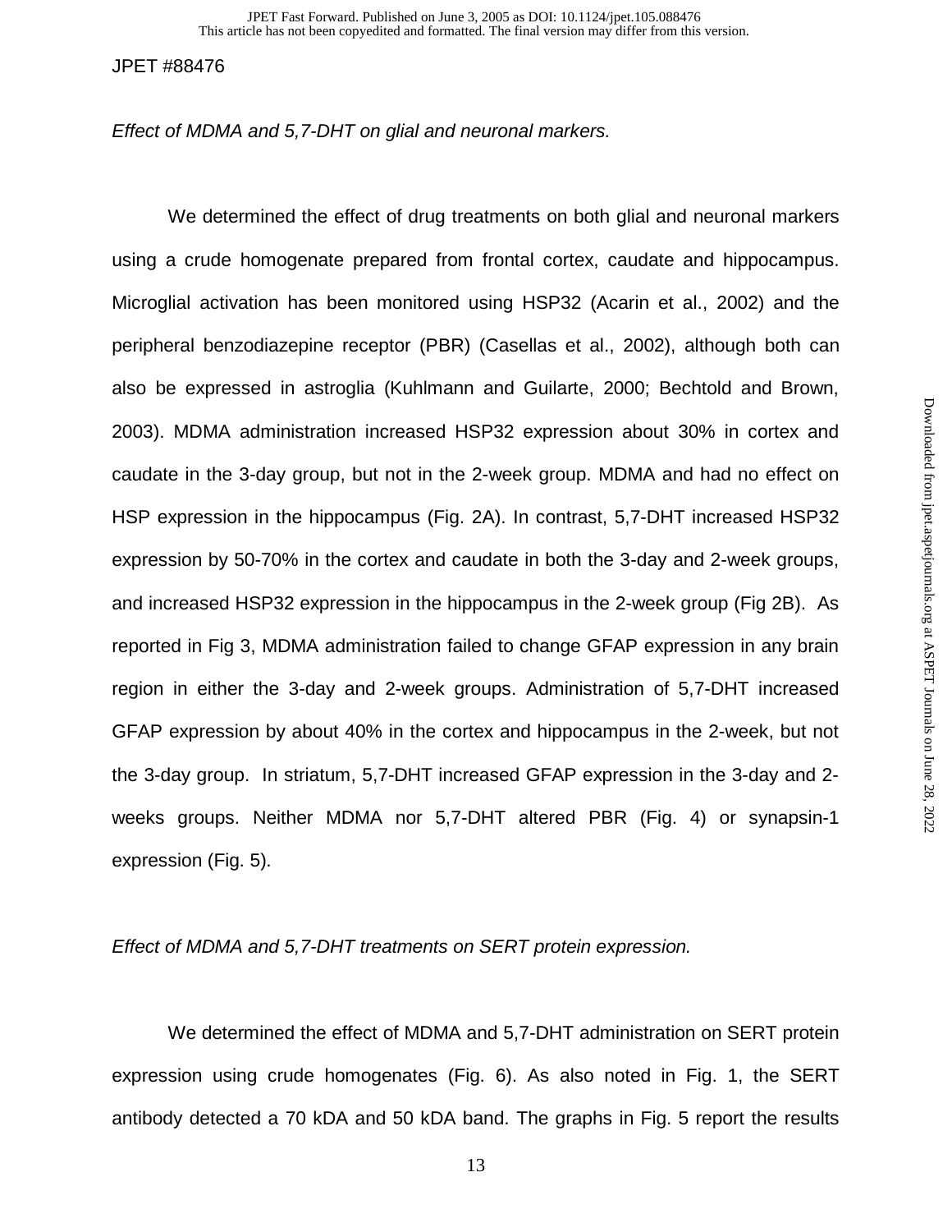*Effect of MDMA and 5,7-DHT on glial and neuronal markers.*

We determined the effect of drug treatments on both glial and neuronal markers using a crude homogenate prepared from frontal cortex, caudate and hippocampus. Microglial activation has been monitored using HSP32 (Acarin et al., 2002) and the peripheral benzodiazepine receptor (PBR) (Casellas et al., 2002), although both can also be expressed in astroglia (Kuhlmann and Guilarte, 2000; Bechtold and Brown, 2003). MDMA administration increased HSP32 expression about 30% in cortex and caudate in the 3-day group, but not in the 2-week group. MDMA and had no effect on HSP expression in the hippocampus (Fig. 2A). In contrast, 5,7-DHT increased HSP32 expression by 50-70% in the cortex and caudate in both the 3-day and 2-week groups, and increased HSP32 expression in the hippocampus in the 2-week group (Fig 2B). As reported in Fig 3, MDMA administration failed to change GFAP expression in any brain region in either the 3-day and 2-week groups. Administration of 5,7-DHT increased GFAP expression by about 40% in the cortex and hippocampus in the 2-week, but not the 3-day group. In striatum, 5,7-DHT increased GFAP expression in the 3-day and 2-weeks groups. Neither MDMA nor 5,7-DHT altered PBR (Fig. 4) or synapsin-1 expression (Fig. 5).

*Effect of MDMA and 5,7-DHT treatments on SERT protein expression.*

We determined the effect of MDMA and 5,7-DHT administration on SERT protein expression using crude homogenates (Fig. 6). As also noted in Fig. 1, the SERT antibody detected a 70 kDA and 50 kDA band. The graphs in Fig. 5 report the results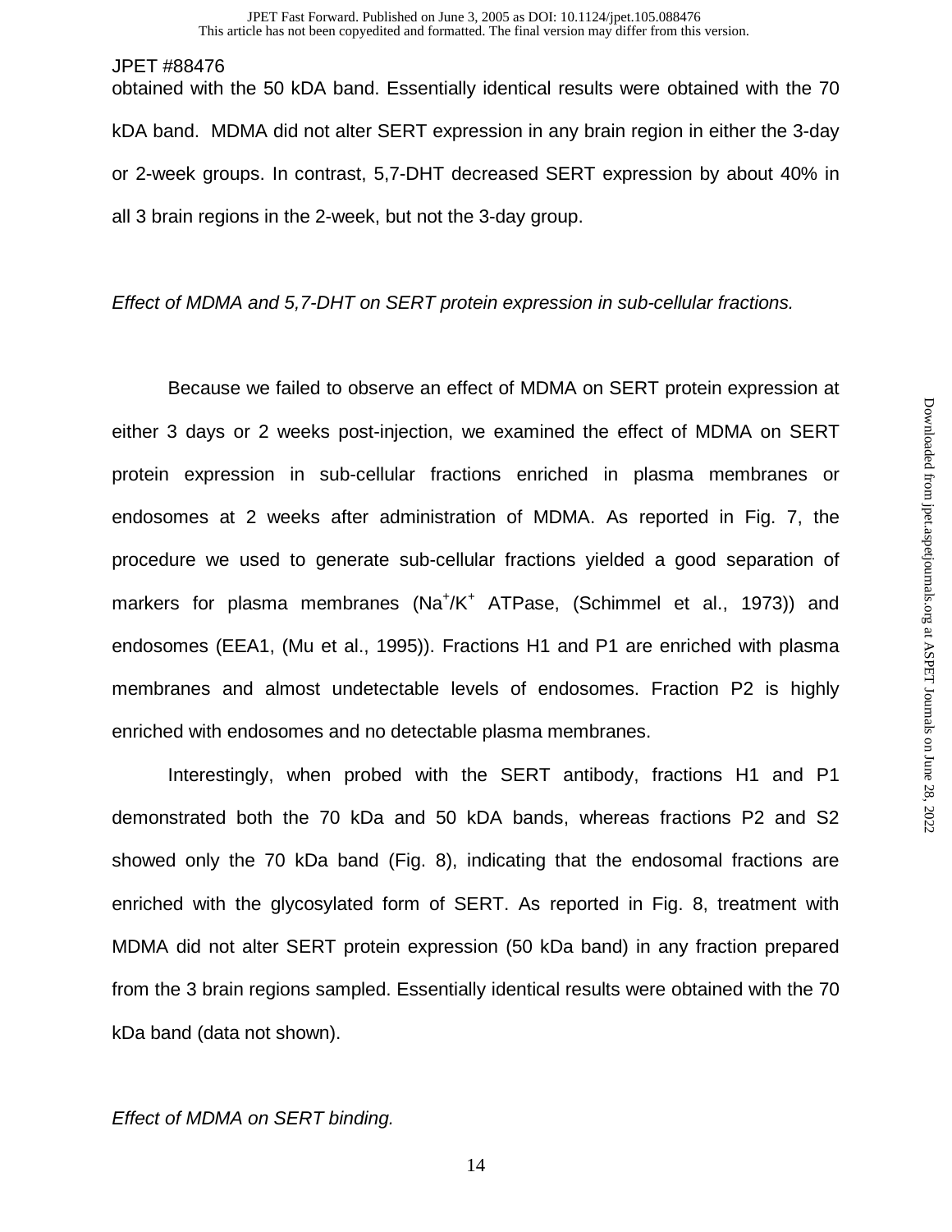obtained with the 50 kDA band. Essentially identical results were obtained with the 70 kDA band. MDMA did not alter SERT expression in any brain region in either the 3-day or 2-week groups. In contrast, 5,7-DHT decreased SERT expression by about 40% in all 3 brain regions in the 2-week, but not the 3-day group.

*Effect of MDMA and 5,7-DHT on SERT protein expression in sub-cellular fractions.*

Because we failed to observe an effect of MDMA on SERT protein expression at either 3 days or 2 weeks post-injection, we examined the effect of MDMA on SERT protein expression in sub-cellular fractions enriched in plasma membranes or endosomes at 2 weeks after administration of MDMA. As reported in Fig. 7, the procedure we used to generate sub-cellular fractions yielded a good separation of markers for plasma membranes ($Na^{+}/K^{+}$ ATPase, (Schimmel et al., 1973)) and endosomes (EEA1, (Mu et al., 1995)). Fractions H1 and P1 are enriched with plasma membranes and almost undetectable levels of endosomes. Fraction P2 is highly enriched with endosomes and no detectable plasma membranes.

Interestingly, when probed with the SERT antibody, fractions H1 and P1 demonstrated both the 70 kDa and 50 kDA bands, whereas fractions P2 and S2 showed only the 70 kDa band (Fig. 8), indicating that the endosomal fractions are enriched with the glycosylated form of SERT. As reported in Fig. 8, treatment with MDMA did not alter SERT protein expression (50 kDa band) in any fraction prepared from the 3 brain regions sampled. Essentially identical results were obtained with the 70 kDa band (data not shown).

*Effect of MDMA on SERT binding.*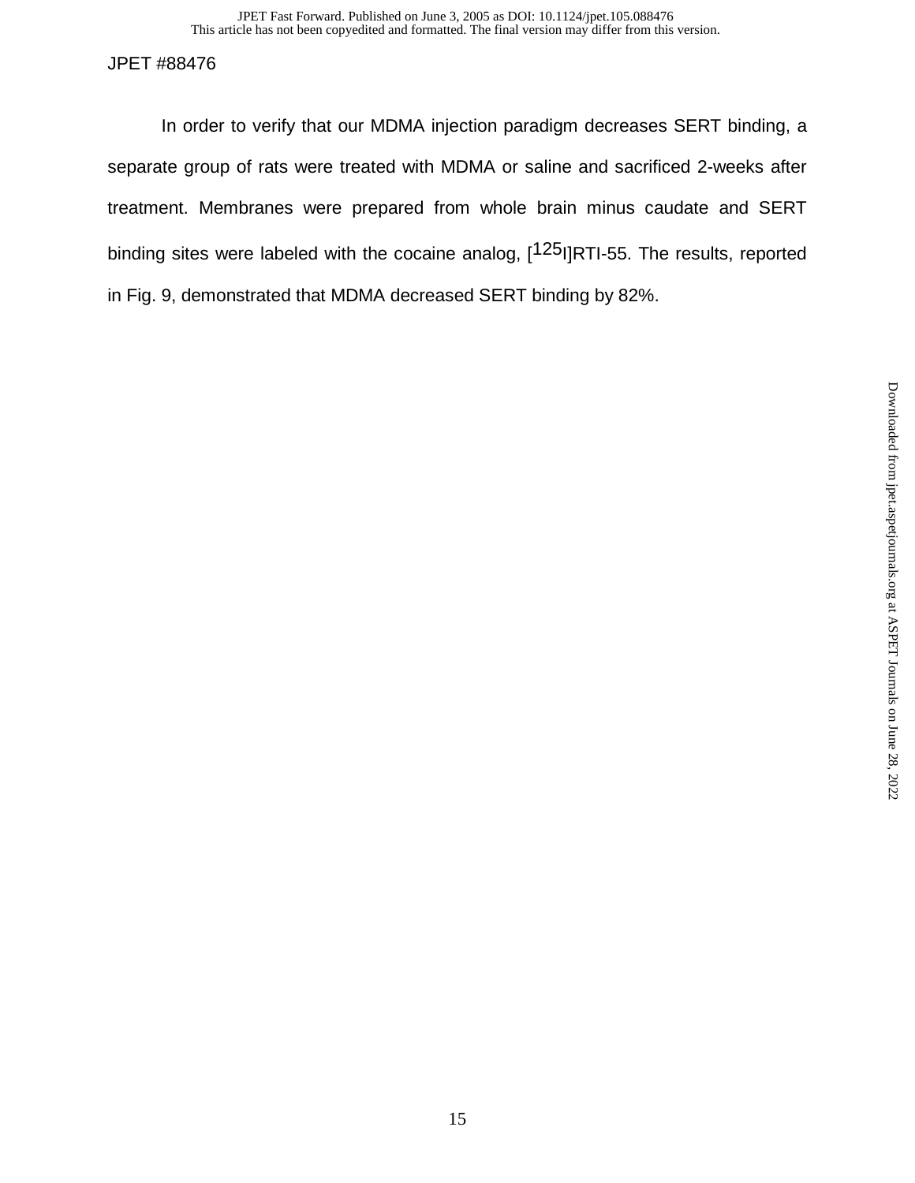In order to verify that our MDMA injection paradigm decreases SERT binding, a separate group of rats were treated with MDMA or saline and sacrificed 2-weeks after treatment. Membranes were prepared from whole brain minus caudate and SERT binding sites were labeled with the cocaine analog, [$^{125}$I]RTI-55. The results, reported in Fig. 9, demonstrated that MDMA decreased SERT binding by 82%.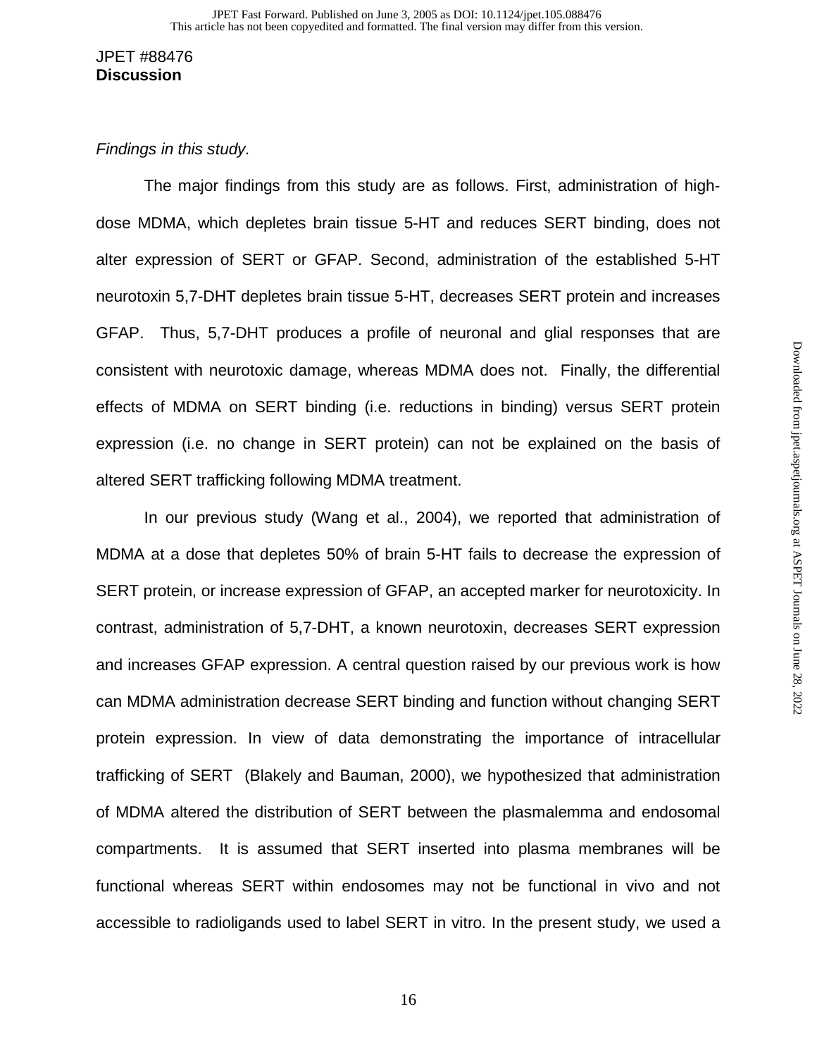## Discussion

*Findings in this study.*

The major findings from this study are as follows. First, administration of high-dose MDMA, which depletes brain tissue 5-HT and reduces SERT binding, does not alter expression of SERT or GFAP. Second, administration of the established 5-HT neurotoxin 5,7-DHT depletes brain tissue 5-HT, decreases SERT protein and increases GFAP. Thus, 5,7-DHT produces a profile of neuronal and glial responses that are consistent with neurotoxic damage, whereas MDMA does not. Finally, the differential effects of MDMA on SERT binding (i.e. reductions in binding) versus SERT protein expression (i.e. no change in SERT protein) can not be explained on the basis of altered SERT trafficking following MDMA treatment.

In our previous study (Wang et al., 2004), we reported that administration of MDMA at a dose that depletes 50% of brain 5-HT fails to decrease the expression of SERT protein, or increase expression of GFAP, an accepted marker for neurotoxicity. In contrast, administration of 5,7-DHT, a known neurotoxin, decreases SERT expression and increases GFAP expression. A central question raised by our previous work is how can MDMA administration decrease SERT binding and function without changing SERT protein expression. In view of data demonstrating the importance of intracellular trafficking of SERT (Blakely and Bauman, 2000), we hypothesized that administration of MDMA altered the distribution of SERT between the plasmalemma and endosomal compartments. It is assumed that SERT inserted into plasma membranes will be functional whereas SERT within endosomes may not be functional in vivo and not accessible to radioligands used to label SERT in vitro. In the present study, we used a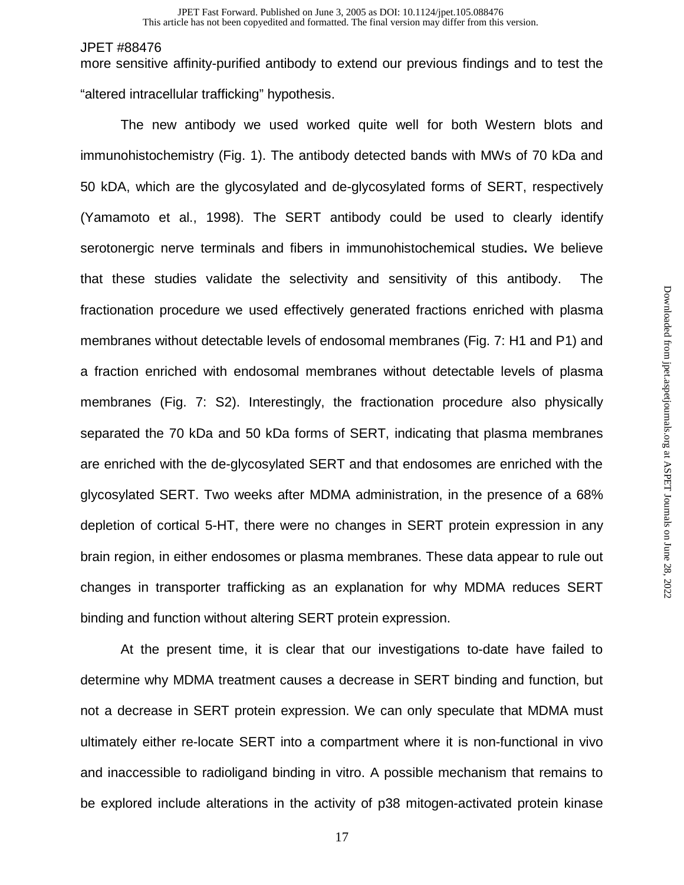more sensitive affinity-purified antibody to extend our previous findings and to test the "altered intracellular trafficking" hypothesis.

The new antibody we used worked quite well for both Western blots and immunohistochemistry (Fig. 1). The antibody detected bands with MWs of 70 kDa and 50 kDA, which are the glycosylated and de-glycosylated forms of SERT, respectively (Yamamoto et al., 1998). The SERT antibody could be used to clearly identify serotonergic nerve terminals and fibers in immunohistochemical studies**.** We believe that these studies validate the selectivity and sensitivity of this antibody. The fractionation procedure we used effectively generated fractions enriched with plasma membranes without detectable levels of endosomal membranes (Fig. 7: H1 and P1) and a fraction enriched with endosomal membranes without detectable levels of plasma membranes (Fig. 7: S2). Interestingly, the fractionation procedure also physically separated the 70 kDa and 50 kDa forms of SERT, indicating that plasma membranes are enriched with the de-glycosylated SERT and that endosomes are enriched with the glycosylated SERT. Two weeks after MDMA administration, in the presence of a 68% depletion of cortical 5-HT, there were no changes in SERT protein expression in any brain region, in either endosomes or plasma membranes. These data appear to rule out changes in transporter trafficking as an explanation for why MDMA reduces SERT binding and function without altering SERT protein expression.

At the present time, it is clear that our investigations to-date have failed to determine why MDMA treatment causes a decrease in SERT binding and function, but not a decrease in SERT protein expression. We can only speculate that MDMA must ultimately either re-locate SERT into a compartment where it is non-functional in vivo and inaccessible to radioligand binding in vitro. A possible mechanism that remains to be explored include alterations in the activity of p38 mitogen-activated protein kinase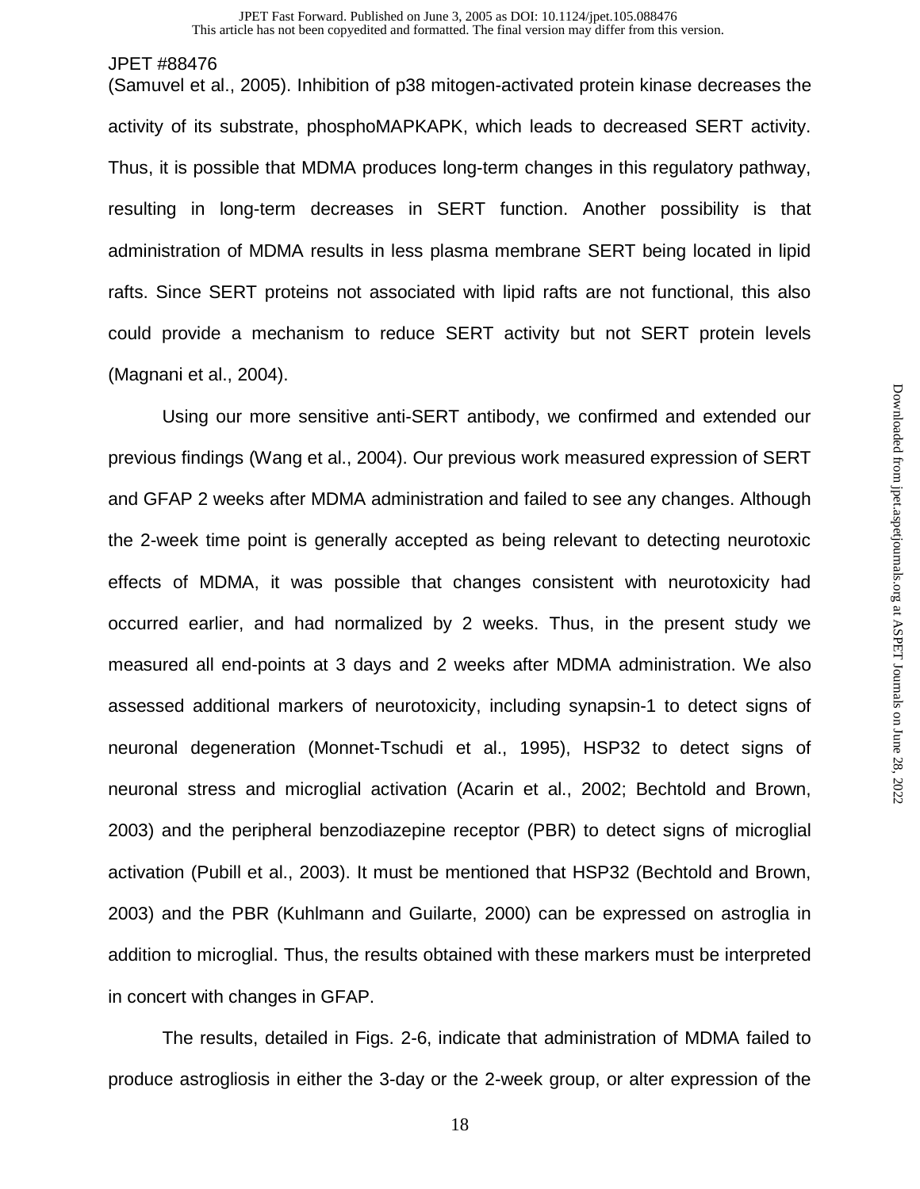(Samuvel et al., 2005). Inhibition of p38 mitogen-activated protein kinase decreases the activity of its substrate, phosphoMAPKAPK, which leads to decreased SERT activity. Thus, it is possible that MDMA produces long-term changes in this regulatory pathway, resulting in long-term decreases in SERT function. Another possibility is that administration of MDMA results in less plasma membrane SERT being located in lipid rafts. Since SERT proteins not associated with lipid rafts are not functional, this also could provide a mechanism to reduce SERT activity but not SERT protein levels (Magnani et al., 2004).

Using our more sensitive anti-SERT antibody, we confirmed and extended our previous findings (Wang et al., 2004). Our previous work measured expression of SERT and GFAP 2 weeks after MDMA administration and failed to see any changes. Although the 2-week time point is generally accepted as being relevant to detecting neurotoxic effects of MDMA, it was possible that changes consistent with neurotoxicity had occurred earlier, and had normalized by 2 weeks. Thus, in the present study we measured all end-points at 3 days and 2 weeks after MDMA administration. We also assessed additional markers of neurotoxicity, including synapsin-1 to detect signs of neuronal degeneration (Monnet-Tschudi et al., 1995), HSP32 to detect signs of neuronal stress and microglial activation (Acarin et al., 2002; Bechtold and Brown, 2003) and the peripheral benzodiazepine receptor (PBR) to detect signs of microglial activation (Pubill et al., 2003). It must be mentioned that HSP32 (Bechtold and Brown, 2003) and the PBR (Kuhlmann and Guilarte, 2000) can be expressed on astroglia in addition to microglial. Thus, the results obtained with these markers must be interpreted in concert with changes in GFAP.

The results, detailed in Figs. 2-6, indicate that administration of MDMA failed to produce astrogliosis in either the 3-day or the 2-week group, or alter expression of the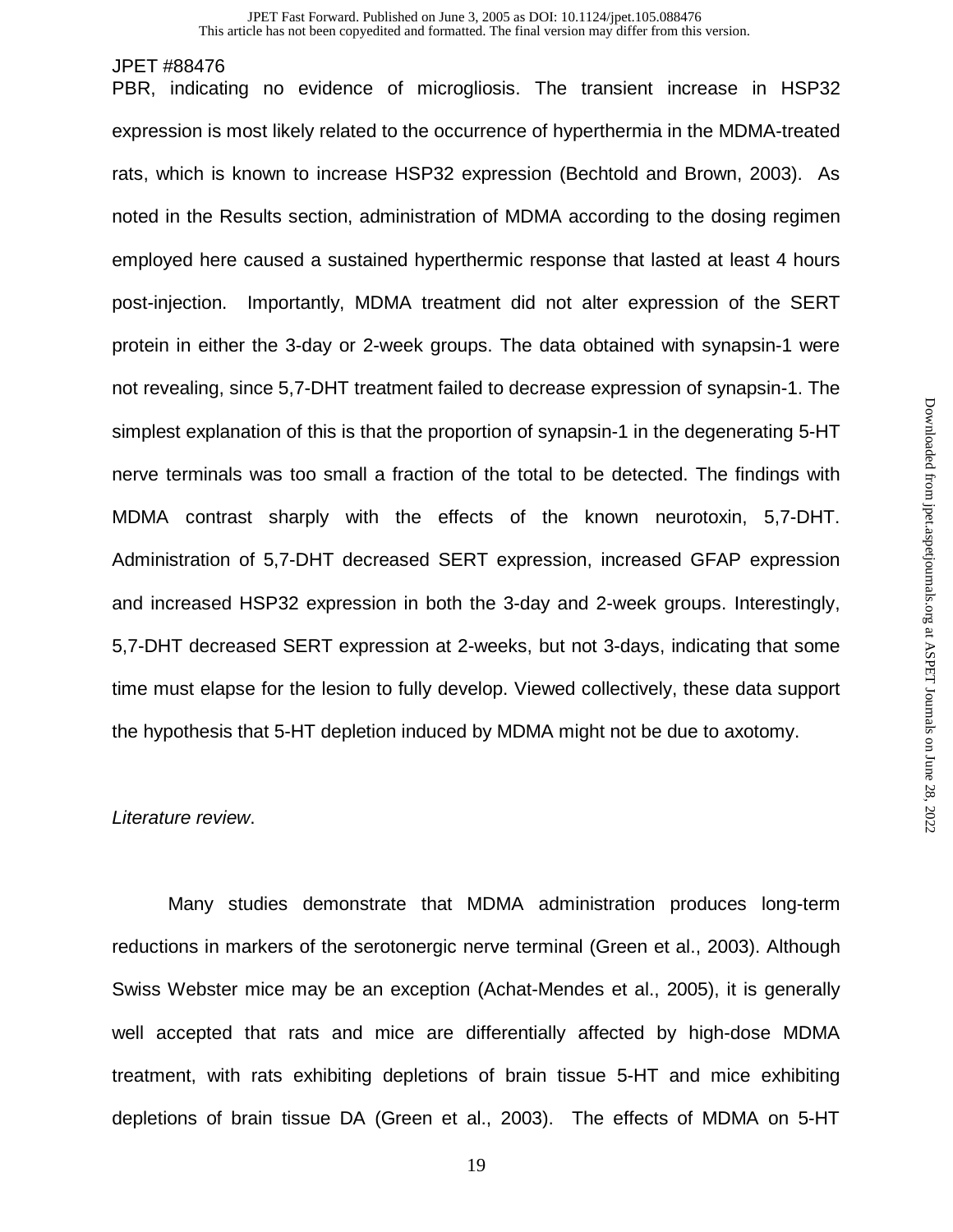PBR, indicating no evidence of microgliosis. The transient increase in HSP32 expression is most likely related to the occurrence of hyperthermia in the MDMA-treated rats, which is known to increase HSP32 expression (Bechtold and Brown, 2003). As noted in the Results section, administration of MDMA according to the dosing regimen employed here caused a sustained hyperthermic response that lasted at least 4 hours post-injection. Importantly, MDMA treatment did not alter expression of the SERT protein in either the 3-day or 2-week groups. The data obtained with synapsin-1 were not revealing, since 5,7-DHT treatment failed to decrease expression of synapsin-1. The simplest explanation of this is that the proportion of synapsin-1 in the degenerating 5-HT nerve terminals was too small a fraction of the total to be detected. The findings with MDMA contrast sharply with the effects of the known neurotoxin, 5,7-DHT. Administration of 5,7-DHT decreased SERT expression, increased GFAP expression and increased HSP32 expression in both the 3-day and 2-week groups. Interestingly, 5,7-DHT decreased SERT expression at 2-weeks, but not 3-days, indicating that some time must elapse for the lesion to fully develop. Viewed collectively, these data support the hypothesis that 5-HT depletion induced by MDMA might not be due to axotomy.

*Literature review*.

Many studies demonstrate that MDMA administration produces long-term reductions in markers of the serotonergic nerve terminal (Green et al., 2003). Although Swiss Webster mice may be an exception (Achat-Mendes et al., 2005), it is generally well accepted that rats and mice are differentially affected by high-dose MDMA treatment, with rats exhibiting depletions of brain tissue 5-HT and mice exhibiting depletions of brain tissue DA (Green et al., 2003). The effects of MDMA on 5-HT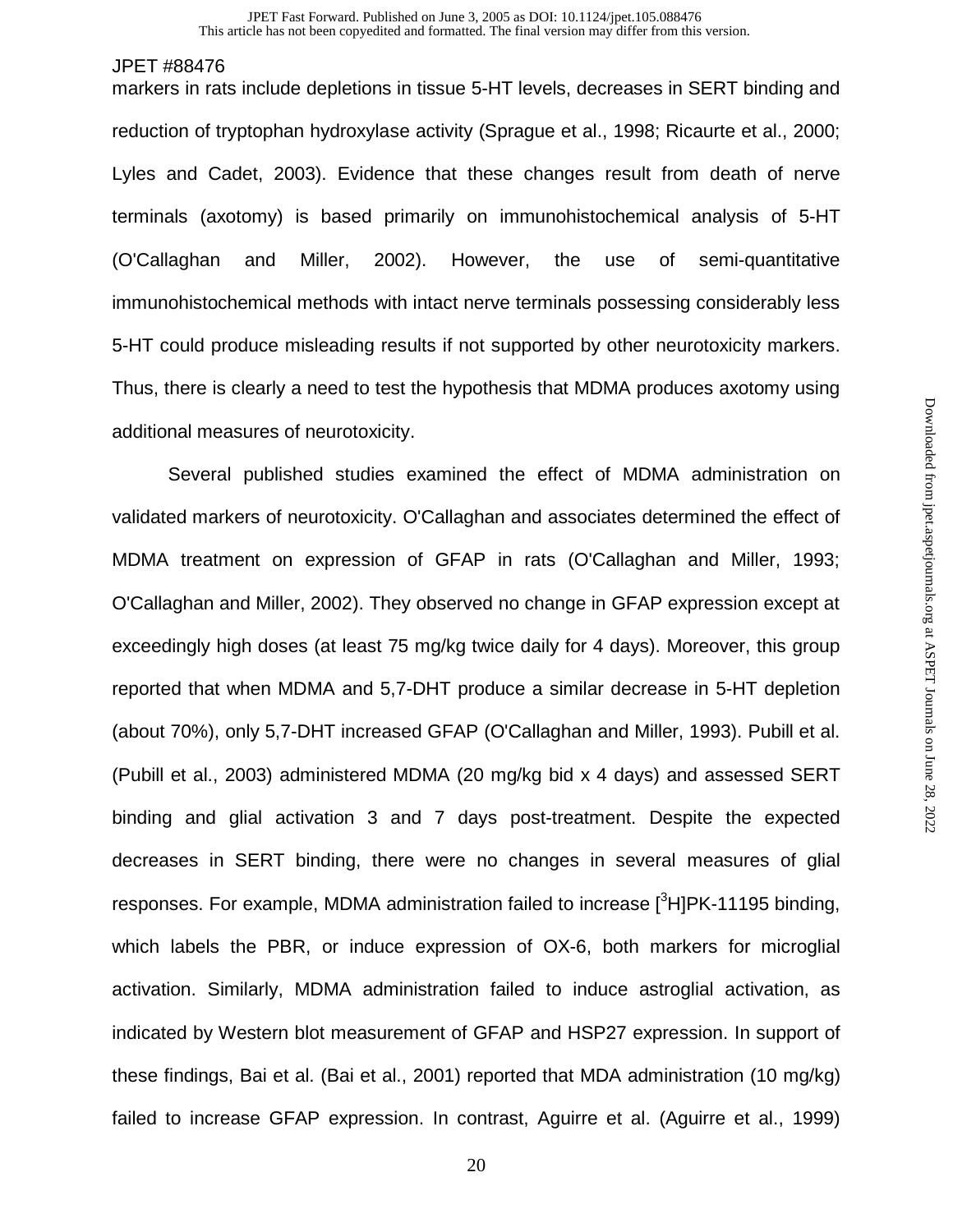markers in rats include depletions in tissue 5-HT levels, decreases in SERT binding and reduction of tryptophan hydroxylase activity (Sprague et al., 1998; Ricaurte et al., 2000; Lyles and Cadet, 2003). Evidence that these changes result from death of nerve terminals (axotomy) is based primarily on immunohistochemical analysis of 5-HT (O'Callaghan and Miller, 2002). However, the use of semi-quantitative immunohistochemical methods with intact nerve terminals possessing considerably less 5-HT could produce misleading results if not supported by other neurotoxicity markers. Thus, there is clearly a need to test the hypothesis that MDMA produces axotomy using additional measures of neurotoxicity.

Several published studies examined the effect of MDMA administration on validated markers of neurotoxicity. O'Callaghan and associates determined the effect of MDMA treatment on expression of GFAP in rats (O'Callaghan and Miller, 1993; O'Callaghan and Miller, 2002). They observed no change in GFAP expression except at exceedingly high doses (at least 75 mg/kg twice daily for 4 days). Moreover, this group reported that when MDMA and 5,7-DHT produce a similar decrease in 5-HT depletion (about 70%), only 5,7-DHT increased GFAP (O'Callaghan and Miller, 1993). Pubill et al. (Pubill et al., 2003) administered MDMA (20 mg/kg bid x 4 days) and assessed SERT binding and glial activation 3 and 7 days post-treatment. Despite the expected decreases in SERT binding, there were no changes in several measures of glial responses. For example, MDMA administration failed to increase [$^3$H]PK-11195 binding, which labels the PBR, or induce expression of OX-6, both markers for microglial activation. Similarly, MDMA administration failed to induce astroglial activation, as indicated by Western blot measurement of GFAP and HSP27 expression. In support of these findings, Bai et al. (Bai et al., 2001) reported that MDA administration (10 mg/kg) failed to increase GFAP expression. In contrast, Aguirre et al. (Aguirre et al., 1999)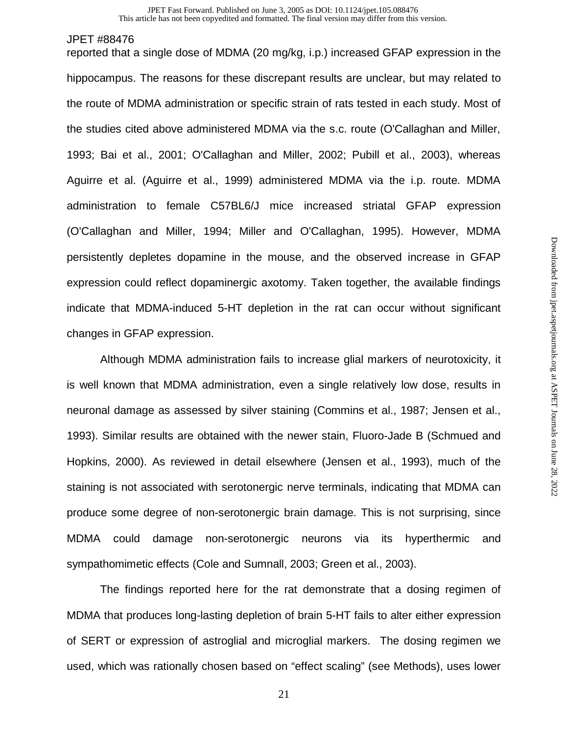reported that a single dose of MDMA (20 mg/kg, i.p.) increased GFAP expression in the hippocampus. The reasons for these discrepant results are unclear, but may related to the route of MDMA administration or specific strain of rats tested in each study. Most of the studies cited above administered MDMA via the s.c. route (O'Callaghan and Miller, 1993; Bai et al., 2001; O'Callaghan and Miller, 2002; Pubill et al., 2003), whereas Aguirre et al. (Aguirre et al., 1999) administered MDMA via the i.p. route. MDMA administration to female C57BL6/J mice increased striatal GFAP expression (O'Callaghan and Miller, 1994; Miller and O'Callaghan, 1995). However, MDMA persistently depletes dopamine in the mouse, and the observed increase in GFAP expression could reflect dopaminergic axotomy. Taken together, the available findings indicate that MDMA-induced 5-HT depletion in the rat can occur without significant changes in GFAP expression.

Although MDMA administration fails to increase glial markers of neurotoxicity, it is well known that MDMA administration, even a single relatively low dose, results in neuronal damage as assessed by silver staining (Commins et al., 1987; Jensen et al., 1993). Similar results are obtained with the newer stain, Fluoro-Jade B (Schmued and Hopkins, 2000). As reviewed in detail elsewhere (Jensen et al., 1993), much of the staining is not associated with serotonergic nerve terminals, indicating that MDMA can produce some degree of non-serotonergic brain damage. This is not surprising, since MDMA could damage non-serotonergic neurons via its hyperthermic and sympathomimetic effects (Cole and Sumnall, 2003; Green et al., 2003).

The findings reported here for the rat demonstrate that a dosing regimen of MDMA that produces long-lasting depletion of brain 5-HT fails to alter either expression of SERT or expression of astroglial and microglial markers. The dosing regimen we used, which was rationally chosen based on "effect scaling" (see Methods), uses lower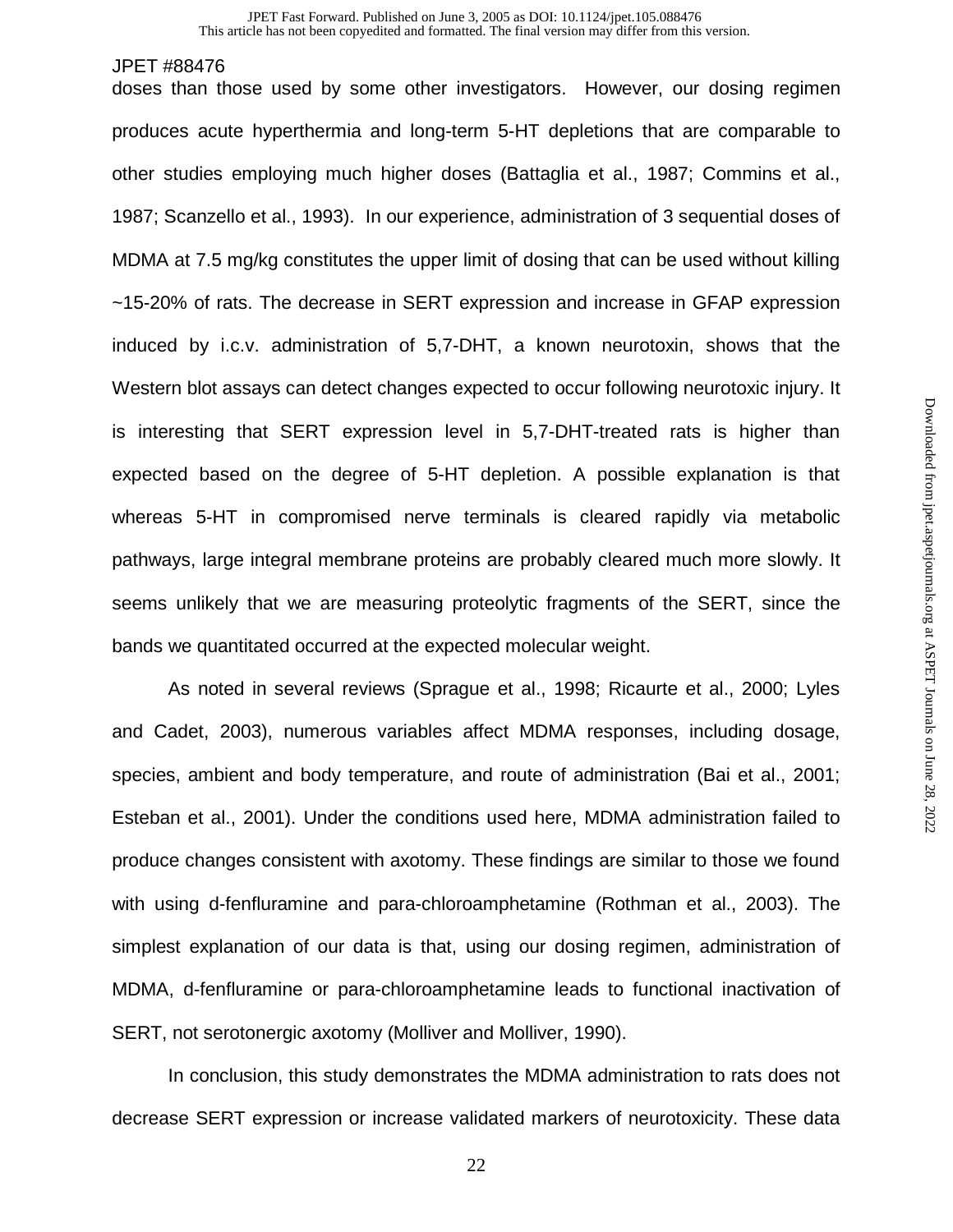doses than those used by some other investigators. However, our dosing regimen produces acute hyperthermia and long-term 5-HT depletions that are comparable to other studies employing much higher doses (Battaglia et al., 1987; Commins et al., 1987; Scanzello et al., 1993). In our experience, administration of 3 sequential doses of MDMA at 7.5 mg/kg constitutes the upper limit of dosing that can be used without killing ~15-20% of rats. The decrease in SERT expression and increase in GFAP expression induced by i.c.v. administration of 5,7-DHT, a known neurotoxin, shows that the Western blot assays can detect changes expected to occur following neurotoxic injury. It is interesting that SERT expression level in 5,7-DHT-treated rats is higher than expected based on the degree of 5-HT depletion. A possible explanation is that whereas 5-HT in compromised nerve terminals is cleared rapidly via metabolic pathways, large integral membrane proteins are probably cleared much more slowly. It seems unlikely that we are measuring proteolytic fragments of the SERT, since the bands we quantitated occurred at the expected molecular weight.

As noted in several reviews (Sprague et al., 1998; Ricaurte et al., 2000; Lyles and Cadet, 2003), numerous variables affect MDMA responses, including dosage, species, ambient and body temperature, and route of administration (Bai et al., 2001; Esteban et al., 2001). Under the conditions used here, MDMA administration failed to produce changes consistent with axotomy. These findings are similar to those we found with using d-fenfluramine and para-chloroamphetamine (Rothman et al., 2003). The simplest explanation of our data is that, using our dosing regimen, administration of MDMA, d-fenfluramine or para-chloroamphetamine leads to functional inactivation of SERT, not serotonergic axotomy (Molliver and Molliver, 1990).

In conclusion, this study demonstrates the MDMA administration to rats does not decrease SERT expression or increase validated markers of neurotoxicity. These data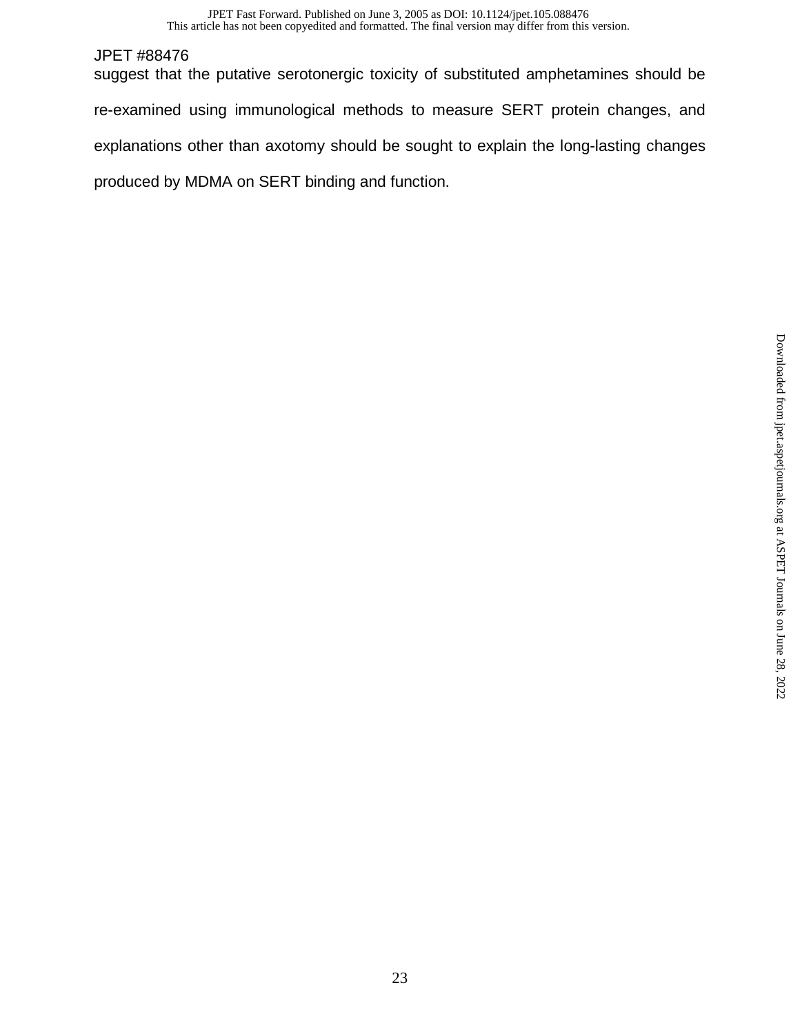suggest that the putative serotonergic toxicity of substituted amphetamines should be re-examined using immunological methods to measure SERT protein changes, and explanations other than axotomy should be sought to explain the long-lasting changes produced by MDMA on SERT binding and function.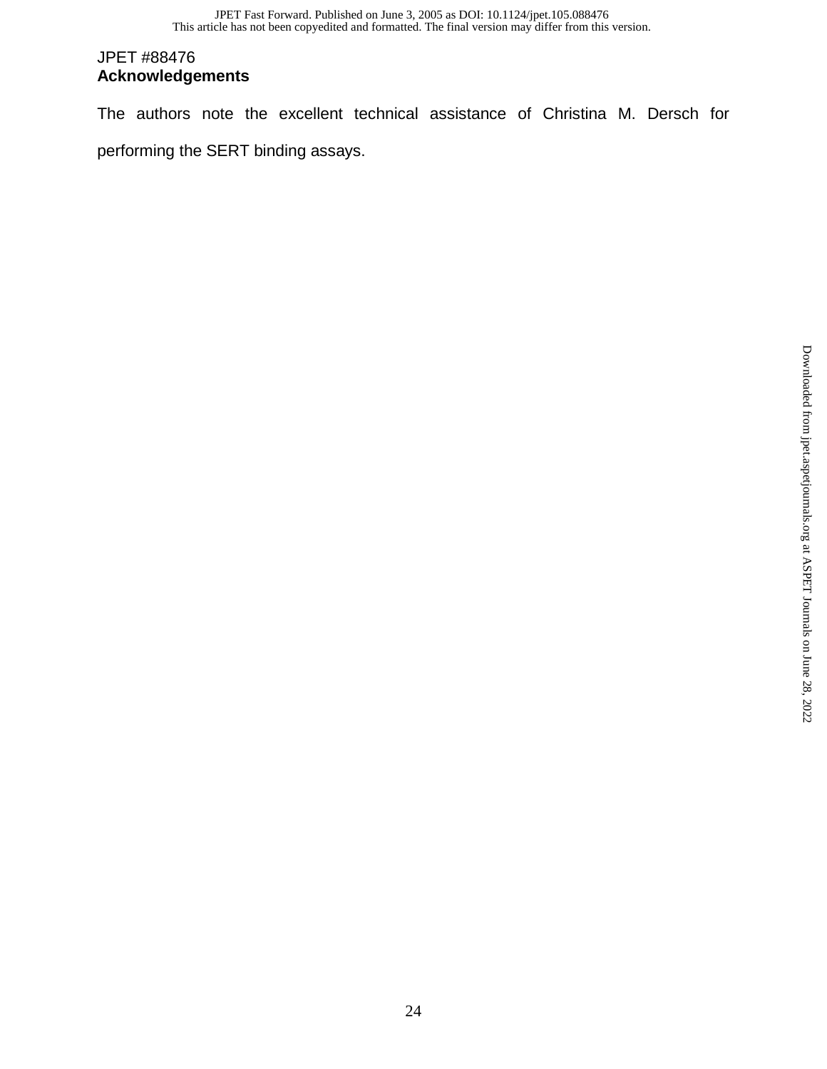## Acknowledgements

The authors note the excellent technical assistance of Christina M. Dersch for performing the SERT binding assays.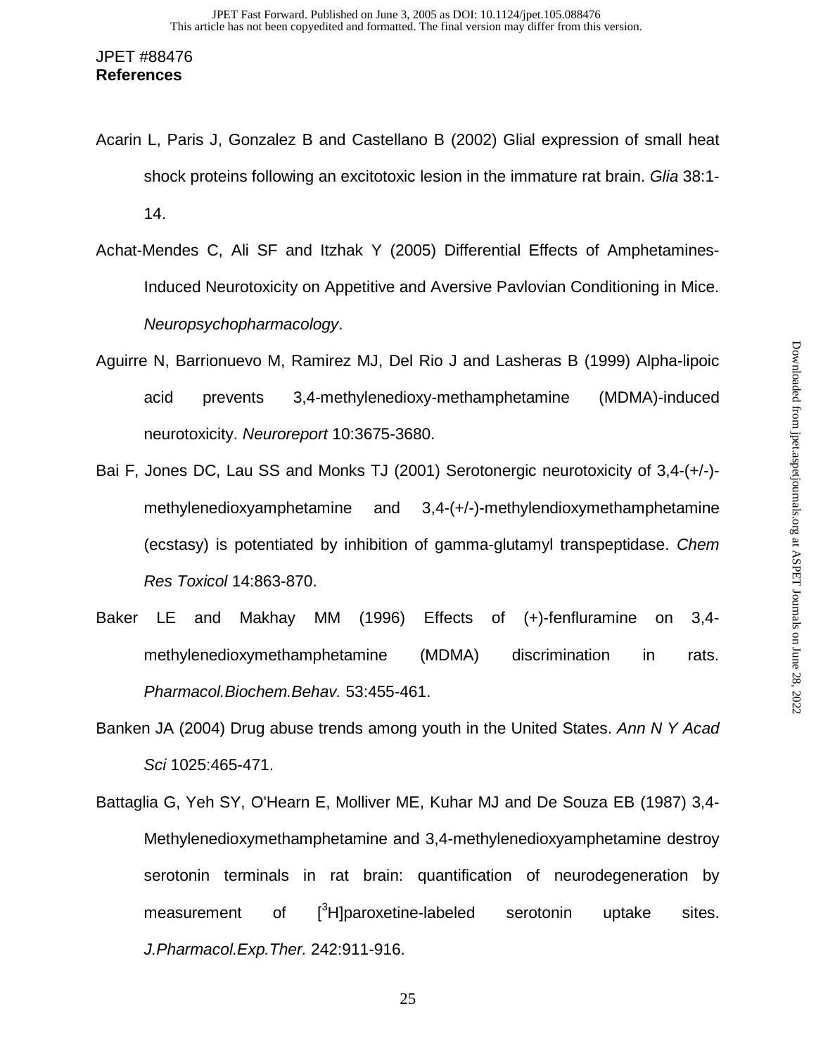## References

Acarin L, Paris J, Gonzalez B and Castellano B (2002) Glial expression of small heat shock proteins following an excitotoxic lesion in the immature rat brain. *Glia* 38:1-14.

Achat-Mendes C, Ali SF and Itzhak Y (2005) Differential Effects of Amphetamines-Induced Neurotoxicity on Appetitive and Aversive Pavlovian Conditioning in Mice. *Neuropsychopharmacology*.

Aguirre N, Barrionuevo M, Ramirez MJ, Del Rio J and Lasheras B (1999) Alpha-lipoic acid prevents 3,4-methylenedioxy-methamphetamine (MDMA)-induced neurotoxicity. *Neuroreport* 10:3675-3680.

Bai F, Jones DC, Lau SS and Monks TJ (2001) Serotonergic neurotoxicity of 3,4-(+/-)-methylenedioxyamphetamine and 3,4-(+/-)-methylendioxymethamphetamine (ecstasy) is potentiated by inhibition of gamma-glutamyl transpeptidase. *Chem Res Toxicol* 14:863-870.

Baker LE and Makhay MM (1996) Effects of (+)-fenfluramine on 3,4-methylenedioxymethamphetamine (MDMA) discrimination in rats. *Pharmacol.Biochem.Behav.* 53:455-461.

Banken JA (2004) Drug abuse trends among youth in the United States. *Ann N Y Acad Sci* 1025:465-471.

Battaglia G, Yeh SY, O'Hearn E, Molliver ME, Kuhar MJ and De Souza EB (1987) 3,4-Methylenedioxymethamphetamine and 3,4-methylenedioxyamphetamine destroy serotonin terminals in rat brain: quantification of neurodegeneration by measurement of [$^3$H]paroxetine-labeled serotonin uptake sites. *J.Pharmacol.Exp.Ther.* 242:911-916.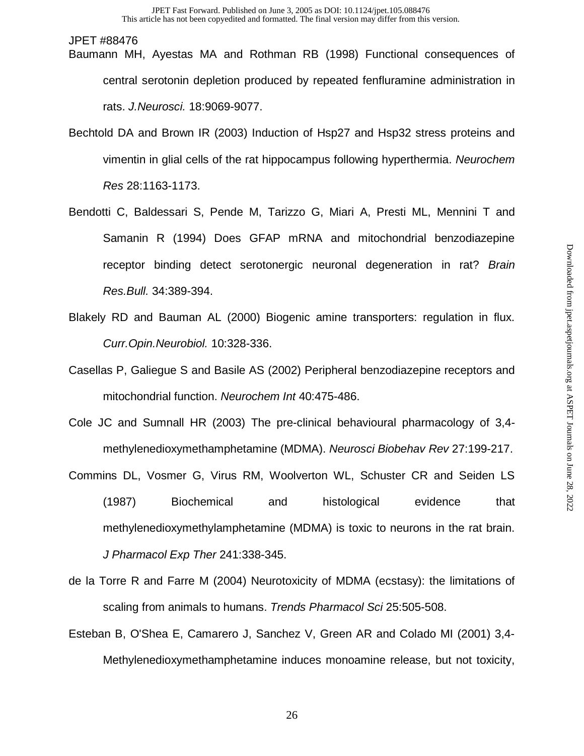Baumann MH, Ayestas MA and Rothman RB (1998) Functional consequences of central serotonin depletion produced by repeated fenfluramine administration in rats. *J.Neurosci.* 18:9069-9077.

Bechtold DA and Brown IR (2003) Induction of Hsp27 and Hsp32 stress proteins and vimentin in glial cells of the rat hippocampus following hyperthermia. *Neurochem Res* 28:1163-1173.

Bendotti C, Baldessari S, Pende M, Tarizzo G, Miari A, Presti ML, Mennini T and Samanin R (1994) Does GFAP mRNA and mitochondrial benzodiazepine receptor binding detect serotonergic neuronal degeneration in rat? *Brain Res.Bull.* 34:389-394.

Blakely RD and Bauman AL (2000) Biogenic amine transporters: regulation in flux. *Curr.Opin.Neurobiol.* 10:328-336.

Casellas P, Galiegue S and Basile AS (2002) Peripheral benzodiazepine receptors and mitochondrial function. *Neurochem Int* 40:475-486.

Cole JC and Sumnall HR (2003) The pre-clinical behavioural pharmacology of 3,4-methylenedioxymethamphetamine (MDMA). *Neurosci Biobehav Rev* 27:199-217.

Commins DL, Vosmer G, Virus RM, Woolverton WL, Schuster CR and Seiden LS (1987) Biochemical and histological evidence that methylenedioxymethylamphetamine (MDMA) is toxic to neurons in the rat brain. *J Pharmacol Exp Ther* 241:338-345.

de la Torre R and Farre M (2004) Neurotoxicity of MDMA (ecstasy): the limitations of scaling from animals to humans. *Trends Pharmacol Sci* 25:505-508.

Esteban B, O'Shea E, Camarero J, Sanchez V, Green AR and Colado MI (2001) 3,4-Methylenedioxymethamphetamine induces monoamine release, but not toxicity,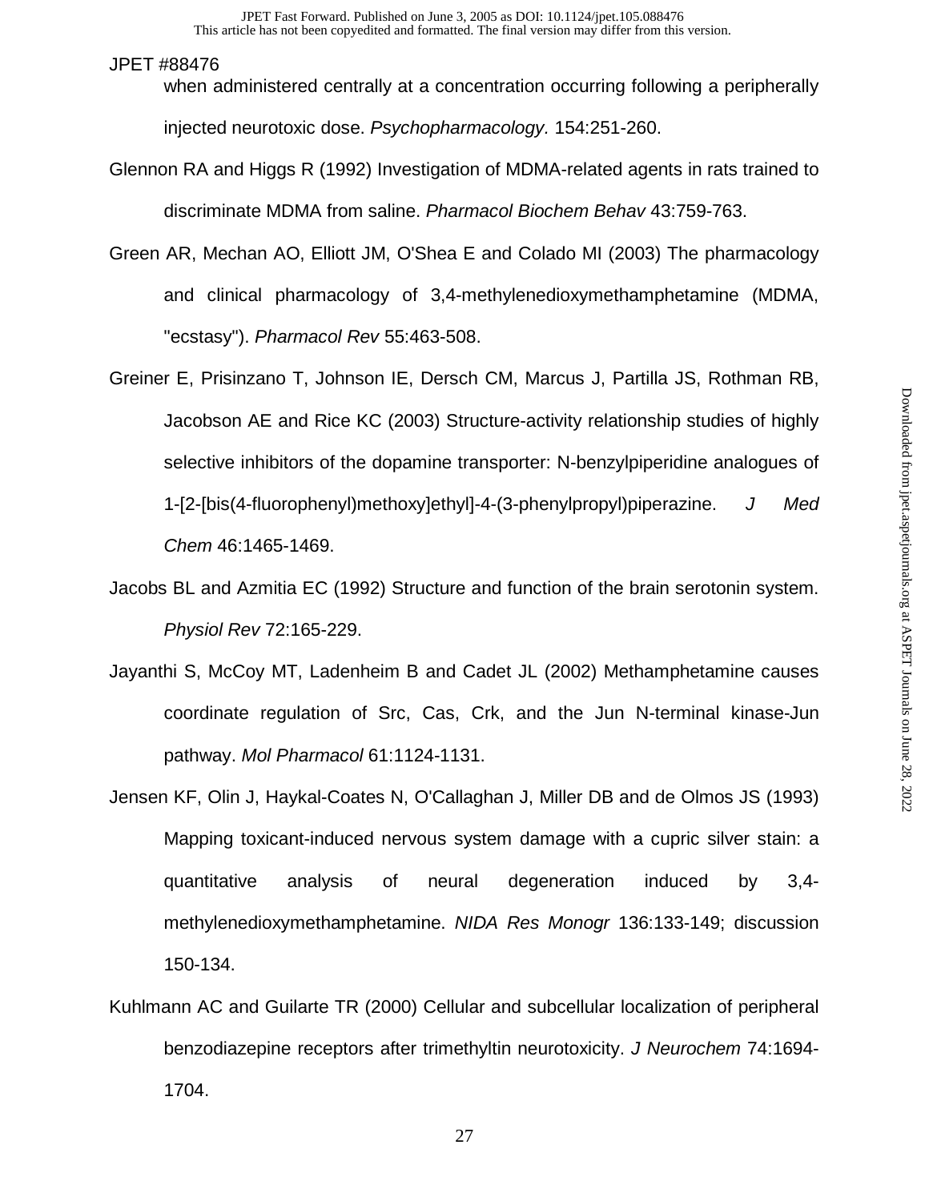when administered centrally at a concentration occurring following a peripherally injected neurotoxic dose. *Psychopharmacology.* 154:251-260.

Glennon RA and Higgs R (1992) Investigation of MDMA-related agents in rats trained to discriminate MDMA from saline. *Pharmacol Biochem Behav* 43:759-763.

Green AR, Mechan AO, Elliott JM, O'Shea E and Colado MI (2003) The pharmacology and clinical pharmacology of 3,4-methylenedioxymethamphetamine (MDMA, "ecstasy"). *Pharmacol Rev* 55:463-508.

Greiner E, Prisinzano T, Johnson IE, Dersch CM, Marcus J, Partilla JS, Rothman RB, Jacobson AE and Rice KC (2003) Structure-activity relationship studies of highly selective inhibitors of the dopamine transporter: N-benzylpiperidine analogues of 1-[2-[bis(4-fluorophenyl)methoxy]ethyl]-4-(3-phenylpropyl)piperazine. *J Med Chem* 46:1465-1469.

Jacobs BL and Azmitia EC (1992) Structure and function of the brain serotonin system. *Physiol Rev* 72:165-229.

Jayanthi S, McCoy MT, Ladenheim B and Cadet JL (2002) Methamphetamine causes coordinate regulation of Src, Cas, Crk, and the Jun N-terminal kinase-Jun pathway. *Mol Pharmacol* 61:1124-1131.

Jensen KF, Olin J, Haykal-Coates N, O'Callaghan J, Miller DB and de Olmos JS (1993) Mapping toxicant-induced nervous system damage with a cupric silver stain: a quantitative analysis of neural degeneration induced by 3,4-methylenedioxymethamphetamine. *NIDA Res Monogr* 136:133-149; discussion 150-134.

Kuhlmann AC and Guilarte TR (2000) Cellular and subcellular localization of peripheral benzodiazepine receptors after trimethyltin neurotoxicity. *J Neurochem* 74:1694-1704.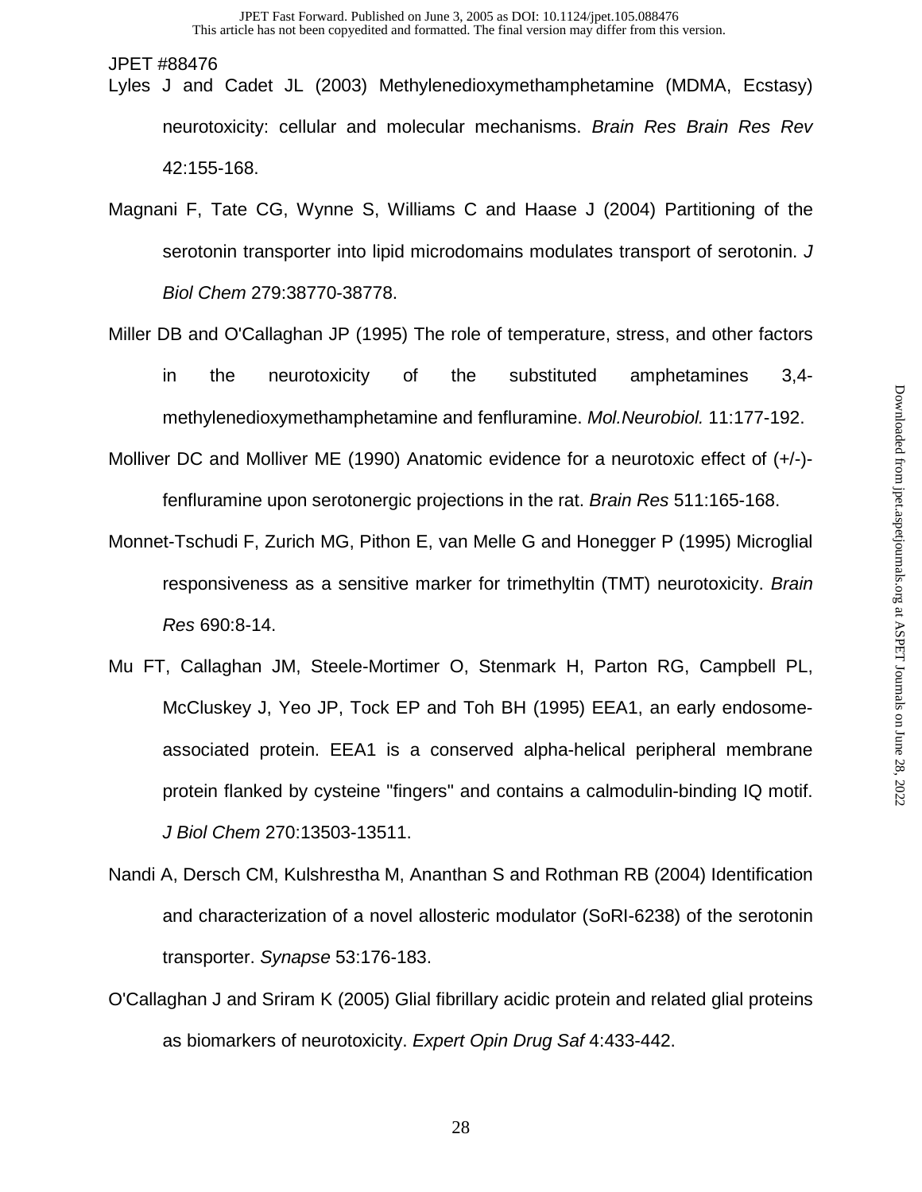Lyles J and Cadet JL (2003) Methylenedioxymethamphetamine (MDMA, Ecstasy) neurotoxicity: cellular and molecular mechanisms. *Brain Res Brain Res Rev* 42:155-168.

Magnani F, Tate CG, Wynne S, Williams C and Haase J (2004) Partitioning of the serotonin transporter into lipid microdomains modulates transport of serotonin. *J Biol Chem* 279:38770-38778.

Miller DB and O'Callaghan JP (1995) The role of temperature, stress, and other factors in the neurotoxicity of the substituted amphetamines 3,4-methylenedioxymethamphetamine and fenfluramine. *Mol.Neurobiol.* 11:177-192.

Molliver DC and Molliver ME (1990) Anatomic evidence for a neurotoxic effect of (+/-)-fenfluramine upon serotonergic projections in the rat. *Brain Res* 511:165-168.

Monnet-Tschudi F, Zurich MG, Pithon E, van Melle G and Honegger P (1995) Microglial responsiveness as a sensitive marker for trimethyltin (TMT) neurotoxicity. *Brain Res* 690:8-14.

Mu FT, Callaghan JM, Steele-Mortimer O, Stenmark H, Parton RG, Campbell PL, McCluskey J, Yeo JP, Tock EP and Toh BH (1995) EEA1, an early endosome-associated protein. EEA1 is a conserved alpha-helical peripheral membrane protein flanked by cysteine "fingers" and contains a calmodulin-binding IQ motif. *J Biol Chem* 270:13503-13511.

Nandi A, Dersch CM, Kulshrestha M, Ananthan S and Rothman RB (2004) Identification and characterization of a novel allosteric modulator (SoRI-6238) of the serotonin transporter. *Synapse* 53:176-183.

O'Callaghan J and Sriram K (2005) Glial fibrillary acidic protein and related glial proteins as biomarkers of neurotoxicity. *Expert Opin Drug Saf* 4:433-442.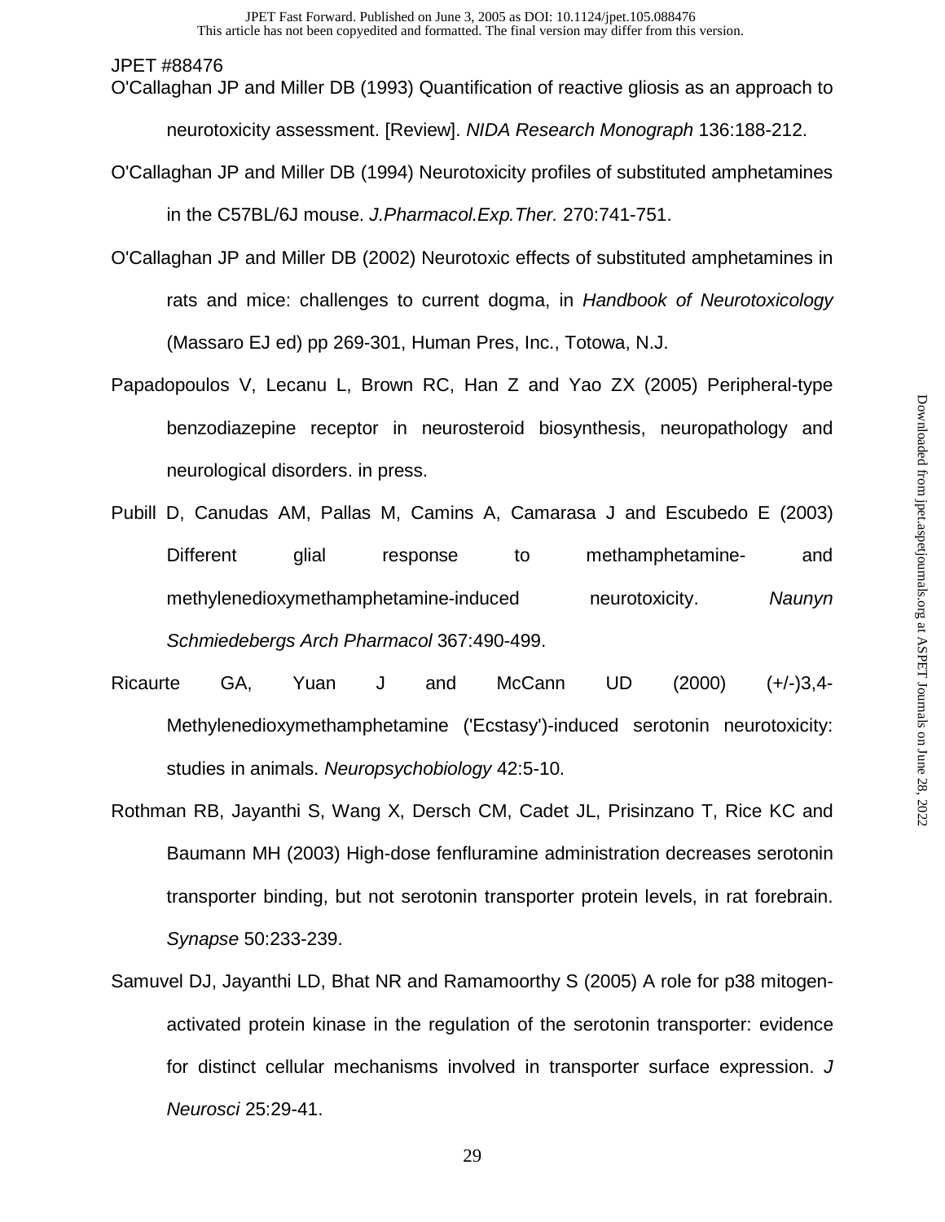O'Callaghan JP and Miller DB (1993) Quantification of reactive gliosis as an approach to neurotoxicity assessment. [Review]. *NIDA Research Monograph* 136:188-212.

O'Callaghan JP and Miller DB (1994) Neurotoxicity profiles of substituted amphetamines in the C57BL/6J mouse. *J.Pharmacol.Exp.Ther.* 270:741-751.

O'Callaghan JP and Miller DB (2002) Neurotoxic effects of substituted amphetamines in rats and mice: challenges to current dogma, in *Handbook of Neurotoxicology* (Massaro EJ ed) pp 269-301, Human Pres, Inc., Totowa, N.J.

Papadopoulos V, Lecanu L, Brown RC, Han Z and Yao ZX (2005) Peripheral-type benzodiazepine receptor in neurosteroid biosynthesis, neuropathology and neurological disorders. in press.

Pubill D, Canudas AM, Pallas M, Camins A, Camarasa J and Escubedo E (2003) Different glial response to methamphetamine- and methylenedioxymethamphetamine-induced neurotoxicity. *Naunyn Schmiedebergs Arch Pharmacol* 367:490-499.

Ricaurte GA, Yuan J and McCann UD (2000) (+/-)3,4-Methylenedioxymethamphetamine ('Ecstasy')-induced serotonin neurotoxicity: studies in animals. *Neuropsychobiology* 42:5-10.

Rothman RB, Jayanthi S, Wang X, Dersch CM, Cadet JL, Prisinzano T, Rice KC and Baumann MH (2003) High-dose fenfluramine administration decreases serotonin transporter binding, but not serotonin transporter protein levels, in rat forebrain. *Synapse* 50:233-239.

Samuvel DJ, Jayanthi LD, Bhat NR and Ramamoorthy S (2005) A role for p38 mitogen-activated protein kinase in the regulation of the serotonin transporter: evidence for distinct cellular mechanisms involved in transporter surface expression. *J Neurosci* 25:29-41.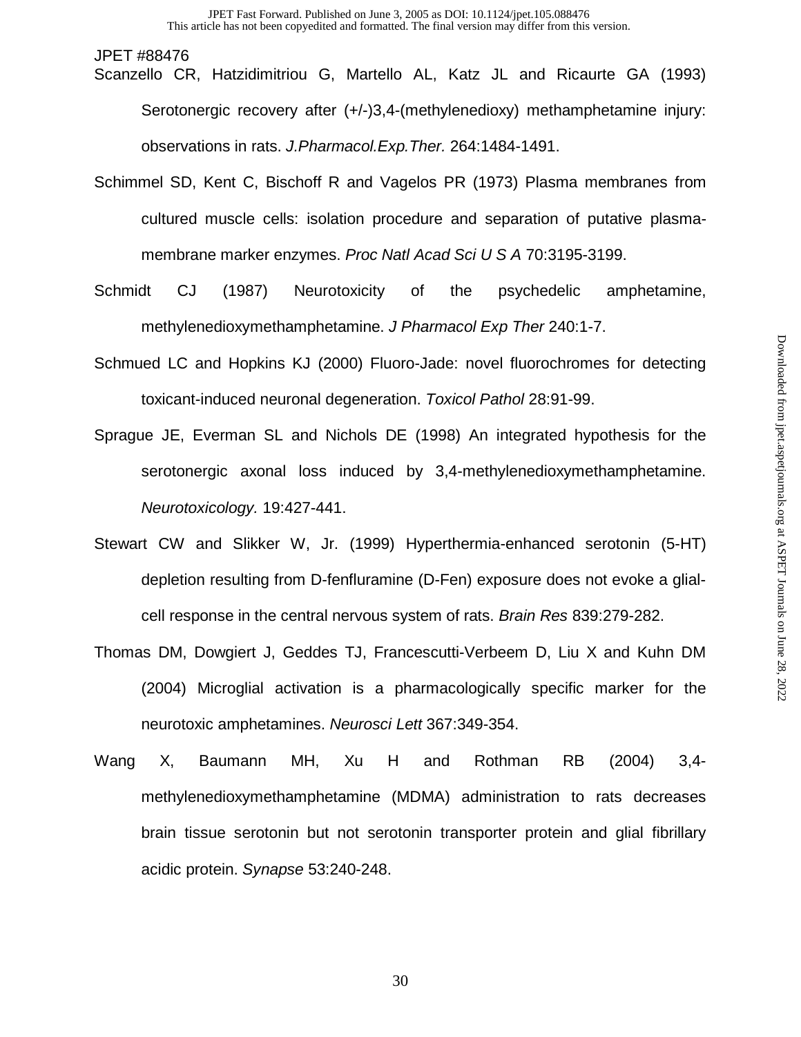Scanzello CR, Hatzidimitriou G, Martello AL, Katz JL and Ricaurte GA (1993) Serotonergic recovery after (+/-)3,4-(methylenedioxy) methamphetamine injury: observations in rats. *J.Pharmacol.Exp.Ther.* 264:1484-1491.

Schimmel SD, Kent C, Bischoff R and Vagelos PR (1973) Plasma membranes from cultured muscle cells: isolation procedure and separation of putative plasma-membrane marker enzymes. *Proc Natl Acad Sci U S A* 70:3195-3199.

Schmidt CJ (1987) Neurotoxicity of the psychedelic amphetamine, methylenedioxymethamphetamine. *J Pharmacol Exp Ther* 240:1-7.

Schmued LC and Hopkins KJ (2000) Fluoro-Jade: novel fluorochromes for detecting toxicant-induced neuronal degeneration. *Toxicol Pathol* 28:91-99.

Sprague JE, Everman SL and Nichols DE (1998) An integrated hypothesis for the serotonergic axonal loss induced by 3,4-methylenedioxymethamphetamine. *Neurotoxicology.* 19:427-441.

Stewart CW and Slikker W, Jr. (1999) Hyperthermia-enhanced serotonin (5-HT) depletion resulting from D-fenfluramine (D-Fen) exposure does not evoke a glial-cell response in the central nervous system of rats. *Brain Res* 839:279-282.

Thomas DM, Dowgiert J, Geddes TJ, Francescutti-Verbeem D, Liu X and Kuhn DM (2004) Microglial activation is a pharmacologically specific marker for the neurotoxic amphetamines. *Neurosci Lett* 367:349-354.

Wang X, Baumann MH, Xu H and Rothman RB (2004) 3,4-methylenedioxymethamphetamine (MDMA) administration to rats decreases brain tissue serotonin but not serotonin transporter protein and glial fibrillary acidic protein. *Synapse* 53:240-248.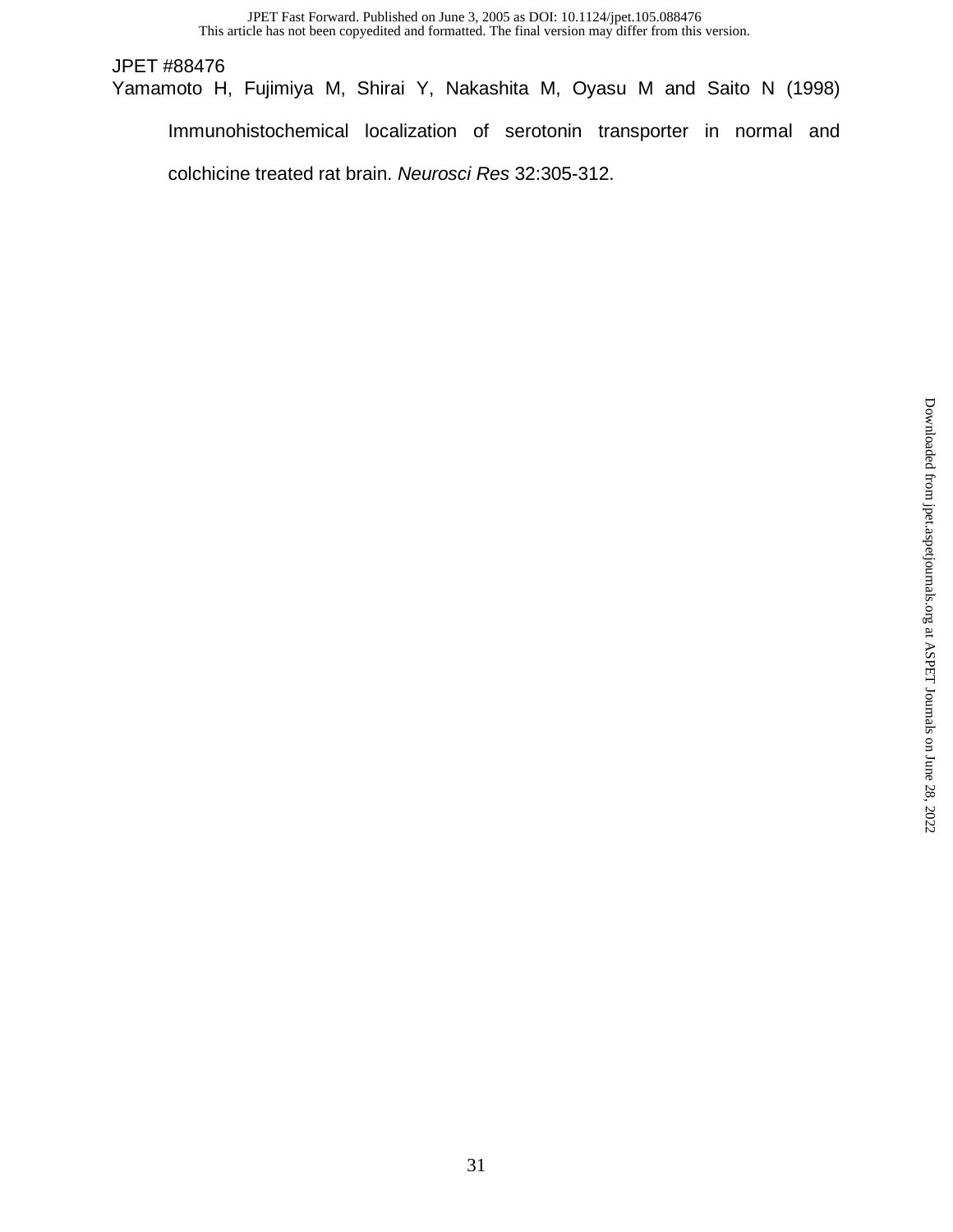Yamamoto H, Fujimiya M, Shirai Y, Nakashita M, Oyasu M and Saito N (1998) Immunohistochemical localization of serotonin transporter in normal and colchicine treated rat brain. *Neurosci Res* 32:305-312.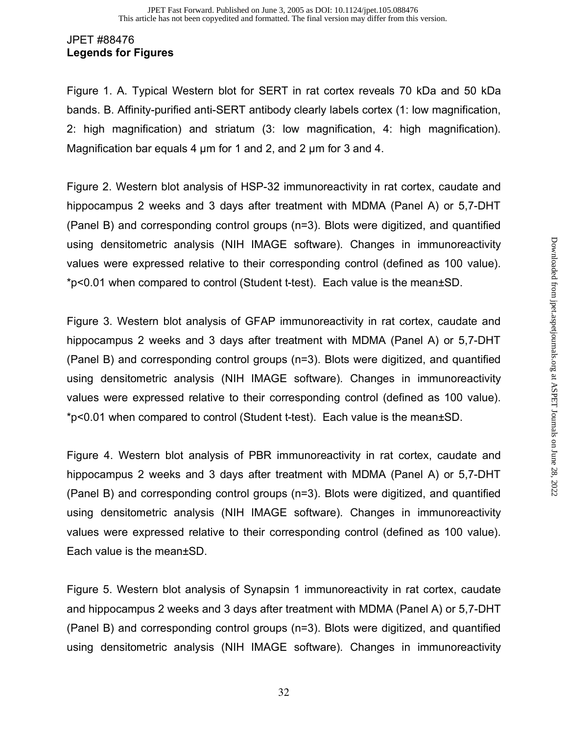## Legends for Figures

Figure 1. A. Typical Western blot for SERT in rat cortex reveals 70 kDa and 50 kDa bands. B. Affinity-purified anti-SERT antibody clearly labels cortex (1: low magnification, 2: high magnification) and striatum (3: low magnification, 4: high magnification). Magnification bar equals 4 μm for 1 and 2, and 2 μm for 3 and 4.

Figure 2. Western blot analysis of HSP-32 immunoreactivity in rat cortex, caudate and hippocampus 2 weeks and 3 days after treatment with MDMA (Panel A) or 5,7-DHT (Panel B) and corresponding control groups (n=3). Blots were digitized, and quantified using densitometric analysis (NIH IMAGE software). Changes in immunoreactivity values were expressed relative to their corresponding control (defined as 100 value). *$p<0.01$ when compared to control (Student t-test). Each value is the mean±SD.

Figure 3. Western blot analysis of GFAP immunoreactivity in rat cortex, caudate and hippocampus 2 weeks and 3 days after treatment with MDMA (Panel A) or 5,7-DHT (Panel B) and corresponding control groups (n=3). Blots were digitized, and quantified using densitometric analysis (NIH IMAGE software). Changes in immunoreactivity values were expressed relative to their corresponding control (defined as 100 value). *$p<0.01$ when compared to control (Student t-test). Each value is the mean±SD.

Figure 4. Western blot analysis of PBR immunoreactivity in rat cortex, caudate and hippocampus 2 weeks and 3 days after treatment with MDMA (Panel A) or 5,7-DHT (Panel B) and corresponding control groups (n=3). Blots were digitized, and quantified using densitometric analysis (NIH IMAGE software). Changes in immunoreactivity values were expressed relative to their corresponding control (defined as 100 value). Each value is the mean±SD.

Figure 5. Western blot analysis of Synapsin 1 immunoreactivity in rat cortex, caudate and hippocampus 2 weeks and 3 days after treatment with MDMA (Panel A) or 5,7-DHT (Panel B) and corresponding control groups (n=3). Blots were digitized, and quantified using densitometric analysis (NIH IMAGE software). Changes in immunoreactivity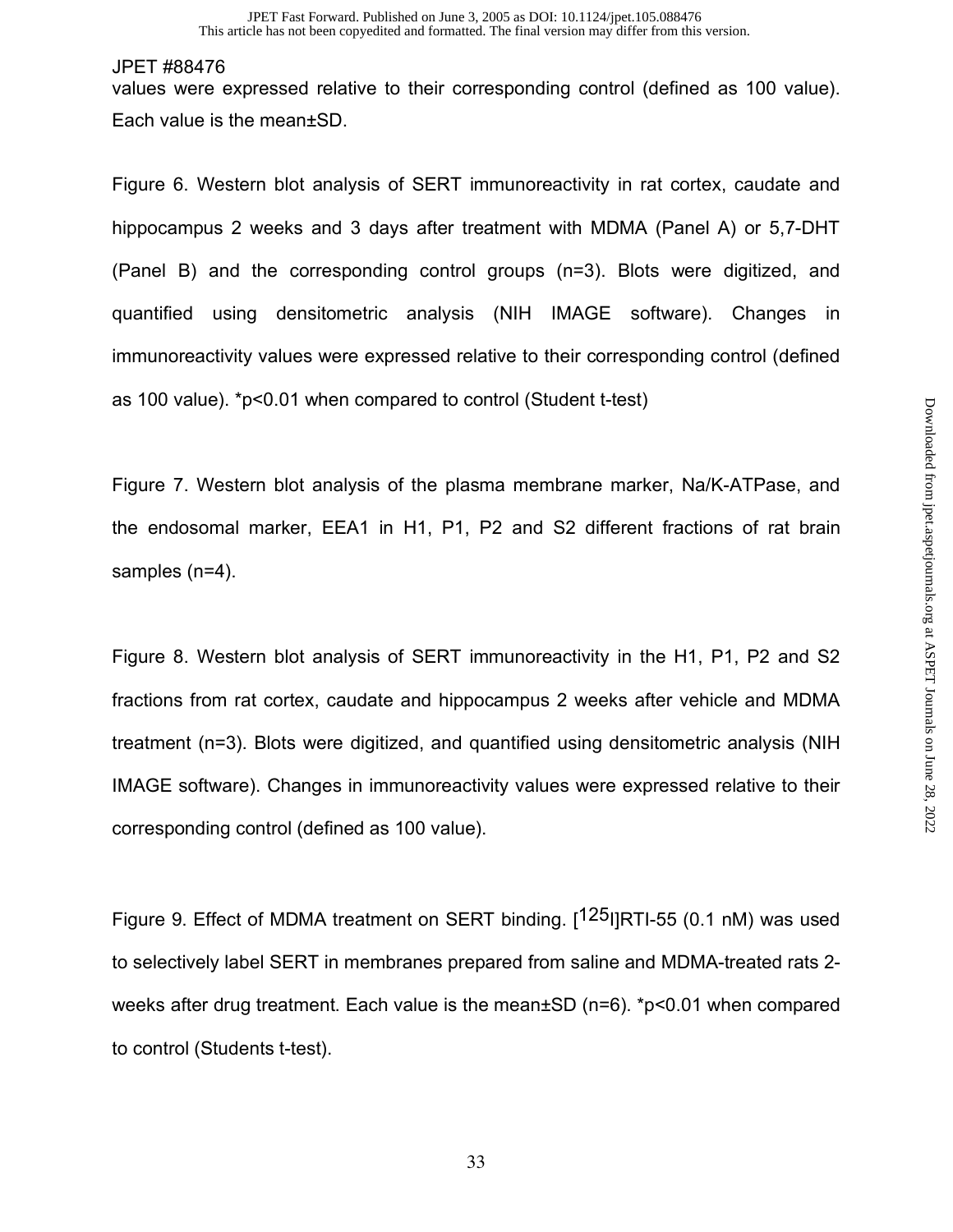values were expressed relative to their corresponding control (defined as 100 value). Each value is the mean±SD.

Figure 6. Western blot analysis of SERT immunoreactivity in rat cortex, caudate and hippocampus 2 weeks and 3 days after treatment with MDMA (Panel A) or 5,7-DHT (Panel B) and the corresponding control groups (n=3). Blots were digitized, and quantified using densitometric analysis (NIH IMAGE software). Changes in immunoreactivity values were expressed relative to their corresponding control (defined as 100 value). *$p<0.01$ when compared to control (Student t-test)

Figure 7. Western blot analysis of the plasma membrane marker, Na/K-ATPase, and the endosomal marker, EEA1 in H1, P1, P2 and S2 different fractions of rat brain samples (n=4).

Figure 8. Western blot analysis of SERT immunoreactivity in the H1, P1, P2 and S2 fractions from rat cortex, caudate and hippocampus 2 weeks after vehicle and MDMA treatment (n=3). Blots were digitized, and quantified using densitometric analysis (NIH IMAGE software). Changes in immunoreactivity values were expressed relative to their corresponding control (defined as 100 value).

Figure 9. Effect of MDMA treatment on SERT binding. [$^{125}$I]RTI-55 (0.1 nM) was used to selectively label SERT in membranes prepared from saline and MDMA-treated rats 2-weeks after drug treatment. Each value is the mean±SD (n=6). *$p<0.01$ when compared to control (Students t-test).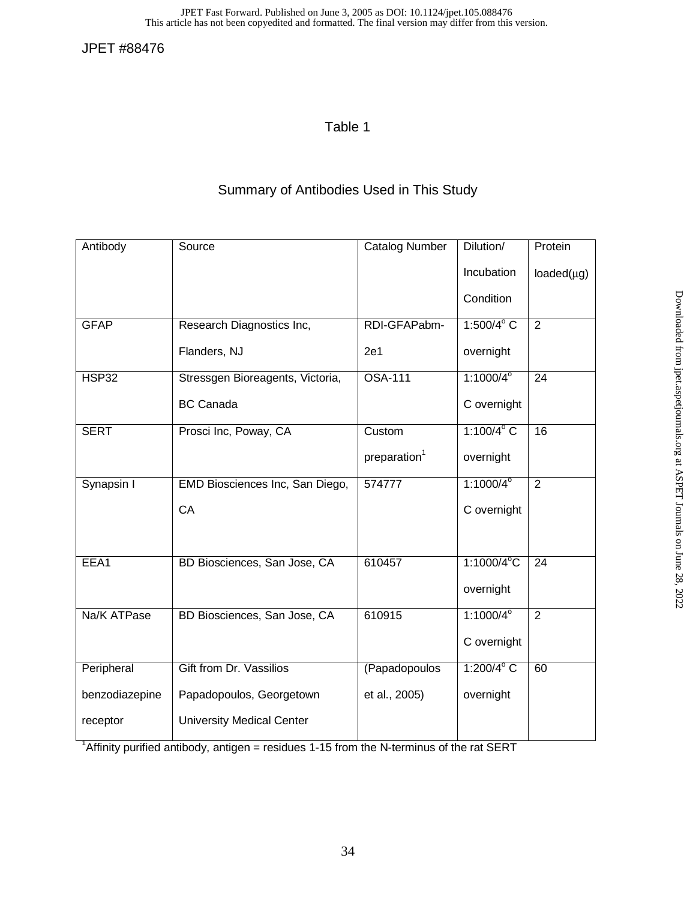# Table 1

## Summary of Antibodies Used in This Study

| Antibody | Source | Catalog Number | Dilution/ Incubation Condition | Protein loaded(μg) |
|---|---|---|---|---|
| GFAP | Research Diagnostics Inc, Flanders, NJ | RDI-GFAPabm-2e1 | 1:500/4$^o$ C overnight | 2 |
| HSP32 | Stressgen Bioreagents, Victoria, BC Canada | OSA-111 | 1:1000/4$^o$ C overnight | 24 |
| SERT | Prosci Inc, Poway, CA | Custom preparation[1] | 1:100/4$^o$ C overnight | 16 |
| Synapsin I | EMD Biosciences Inc, San Diego, CA | 574777 | 1:1000/4$^o$ C overnight | 2 |
| EEA1 | BD Biosciences, San Jose, CA | 610457 | 1:1000/4$^o$C overnight | 24 |
| Na/K ATPase | BD Biosciences, San Jose, CA | 610915 | 1:1000/4$^o$ C overnight | 2 |
| Peripheral benzodiazepine receptor | Gift from Dr. Vassilios Papadopoulos, Georgetown University Medical Center | (Papadopoulos et al., 2005) | 1:200/4$^o$ C overnight | 60 |

[1]Affinity purified antibody, antigen = residues 1-15 from the N-terminus of the rat SERT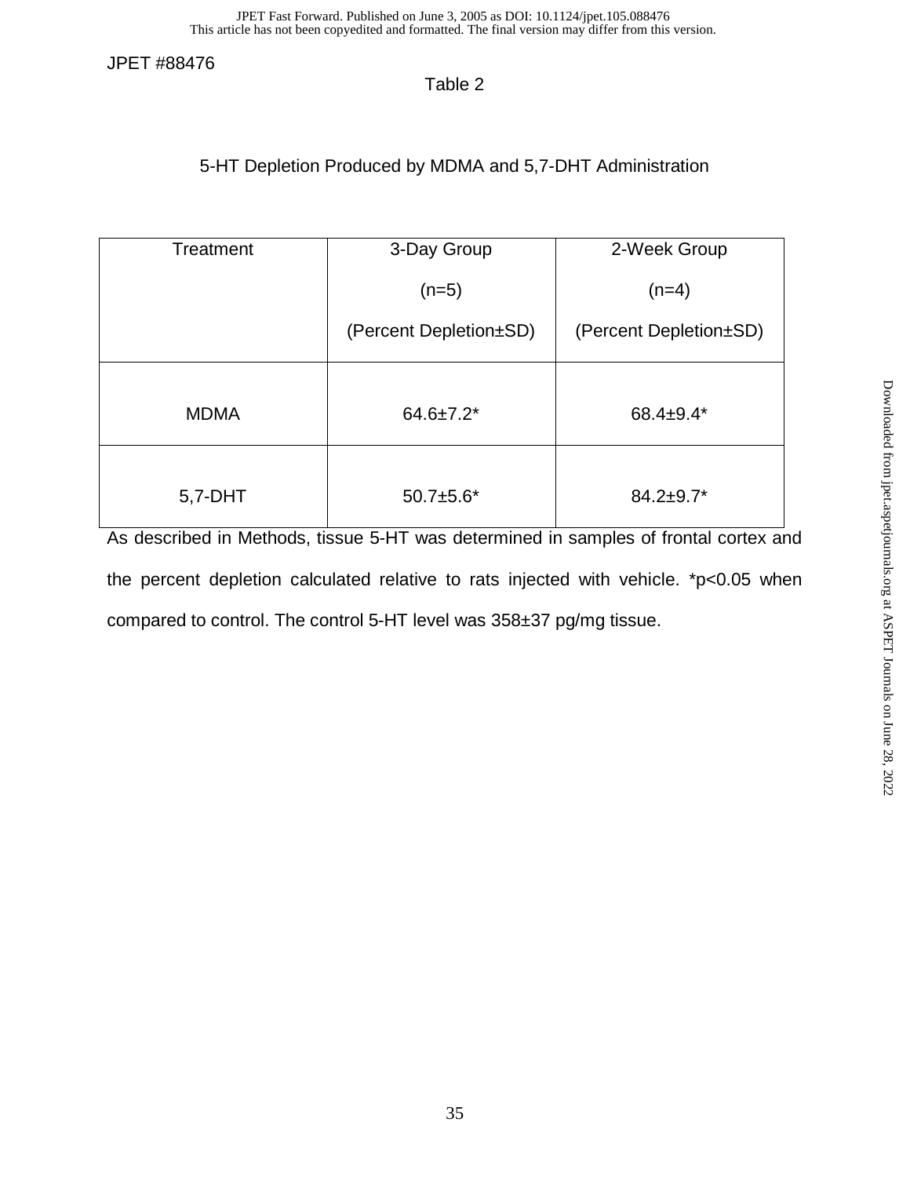Table 2

5-HT Depletion Produced by MDMA and 5,7-DHT Administration

| Treatment | 3-Day Group (n=5) (Percent Depletion±SD) | 2-Week Group (n=4) (Percent Depletion±SD) |
|---|---|---|
| MDMA | 64.6±7.2* | 68.4±9.4* |
| 5,7-DHT | 50.7±5.6* | 84.2±9.7* |

As described in Methods, tissue 5-HT was determined in samples of frontal cortex and the percent depletion calculated relative to rats injected with vehicle. *$p<0.05$ when compared to control. The control 5-HT level was 358±37 pg/mg tissue.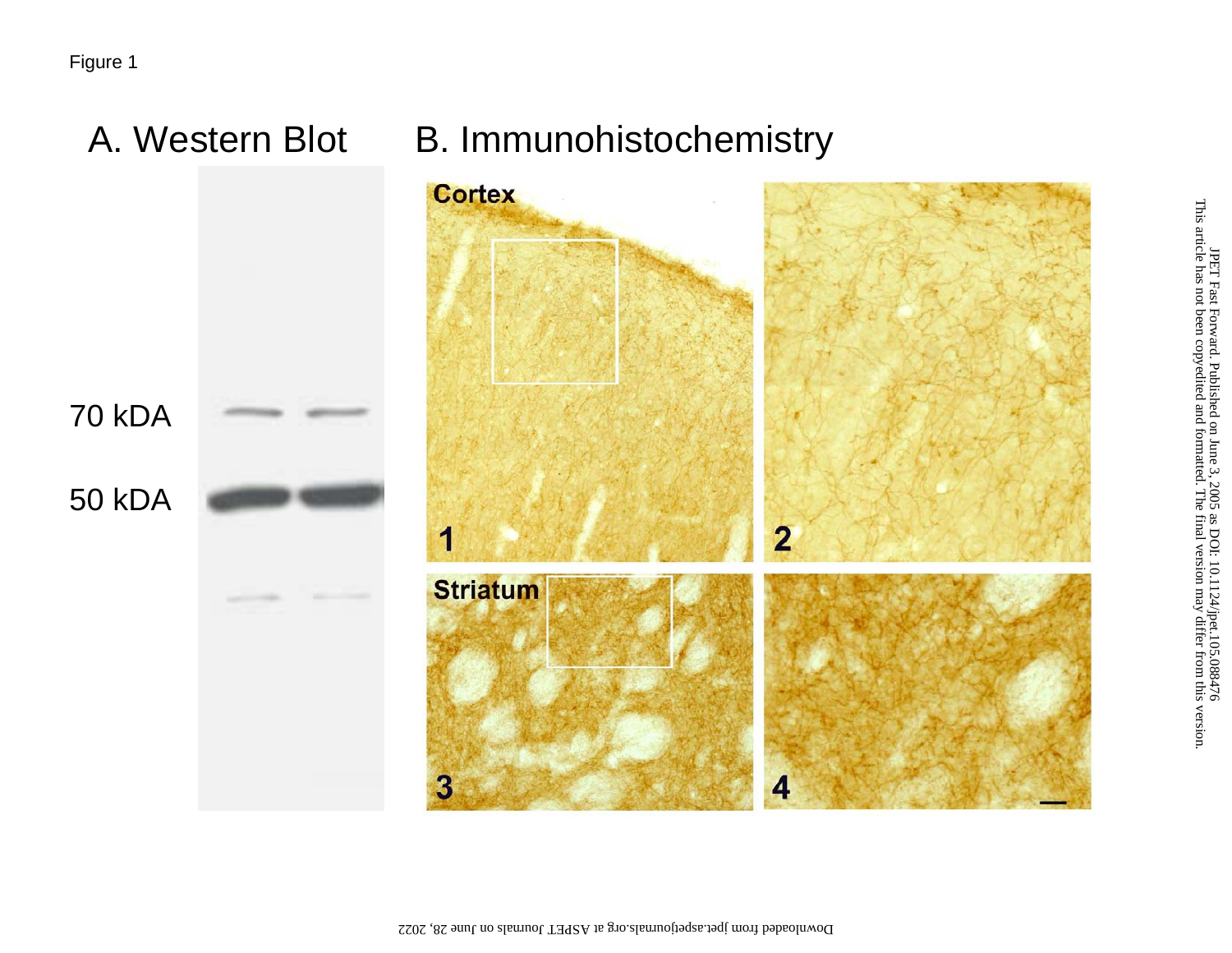Figure 1

A. Western Blot

70 kDA

50 kDA

B. Immunohistochemistry

Cortex

1

2

Striatum

3

4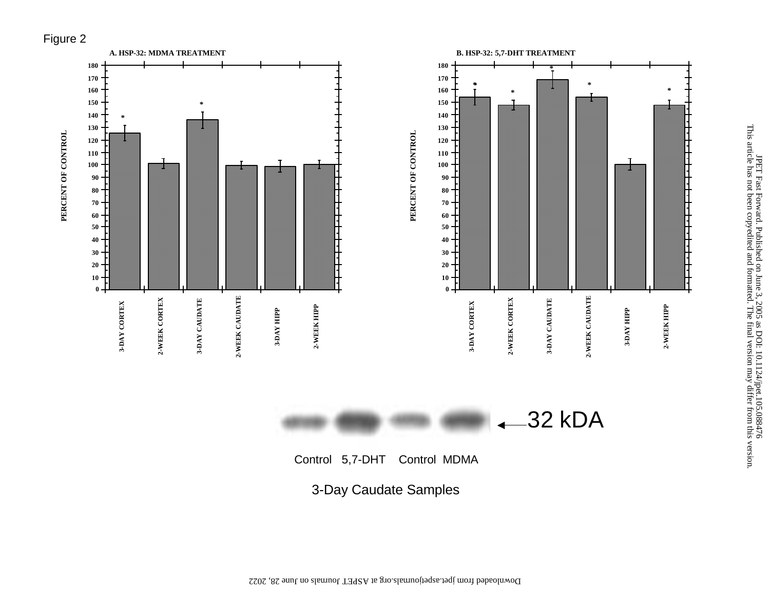Figure 2

A. HSP-32: MDMA TREATMENT

PERCENT OF CONTROL

0
10
20
30
40
50
60
70
80
90
100
110
120
130
140
150
160
170
180

*
*

3-DAY CORTEX
2-WEEK CORTEX
3-DAY CAUDATE
2-WEEK CAUDATE
3-DAY HIPP
2-WEEK HIPP

B. HSP-32: 5,7-DHT TREATMENT

PERCENT OF CONTROL

0
10
20
30
40
50
60
70
80
90
100
110
120
130
140
150
160
170
180

*
*
*
*
*

3-DAY CORTEX
2-WEEK CORTEX
3-DAY CAUDATE
2-WEEK CAUDATE
3-DAY HIPP
2-WEEK HIPP

32 kDA

Control 5,7-DHT Control MDMA

3-Day Caudate Samples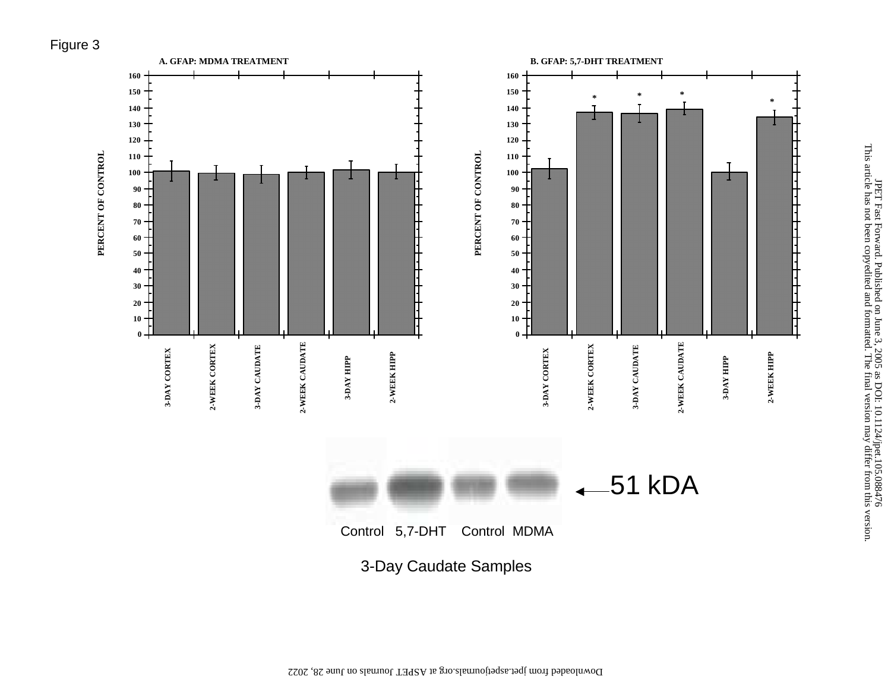Figure 3

A. GFAP: MDMA TREATMENT

PERCENT OF CONTROL

0
10
20
30
40
50
60
70
80
90
100
110
120
130
140
150
160

3-DAY CORTEX
2-WEEK CORTEX
3-DAY CAUDATE
2-WEEK CAUDATE
3-DAY HIPP
2-WEEK HIPP

B. GFAP: 5,7-DHT TREATMENT

PERCENT OF CONTROL

0
10
20
30
40
50
60
70
80
90
100
110
120
130
140
150
160

\*
\*
\*
\*

3-DAY CORTEX
2-WEEK CORTEX
3-DAY CAUDATE
2-WEEK CAUDATE
3-DAY HIPP
2-WEEK HIPP

51 kDA

Control 5,7-DHT Control MDMA

3-Day Caudate Samples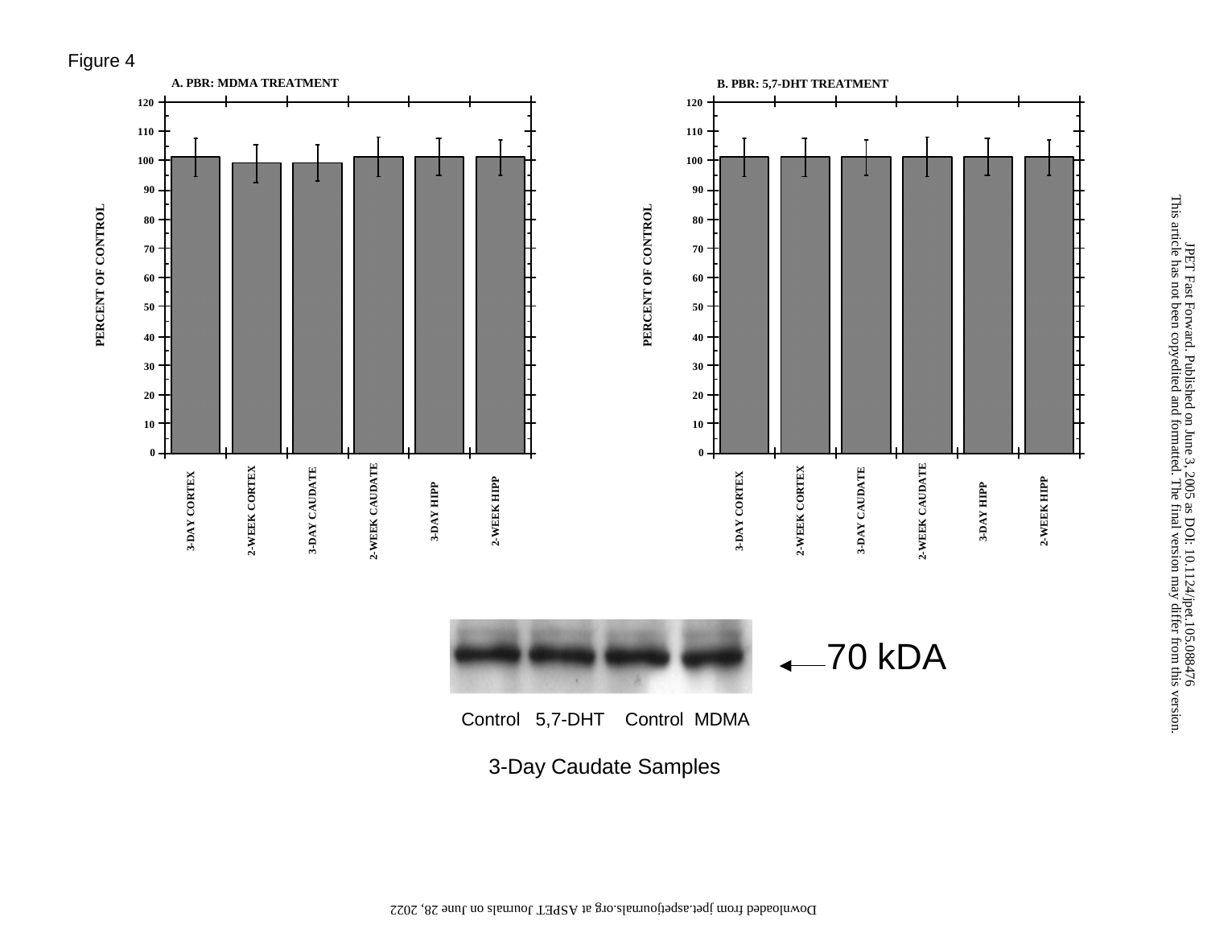Figure 4

A. PBR: MDMA TREATMENT

PERCENT OF CONTROL

0
10
20
30
40
50
60
70
80
90
100
110
120

3-DAY CORTEX
2-WEEK CORTEX
3-DAY CAUDATE
2-WEEK CAUDATE
3-DAY HIPP
2-WEEK HIPP

B. PBR: 5,7-DHT TREATMENT

PERCENT OF CONTROL

0
10
20
30
40
50
60
70
80
90
100
110
120

3-DAY CORTEX
2-WEEK CORTEX
3-DAY CAUDATE
2-WEEK CAUDATE
3-DAY HIPP
2-WEEK HIPP

70 kDA

Control 5,7-DHT Control MDMA

3-Day Caudate Samples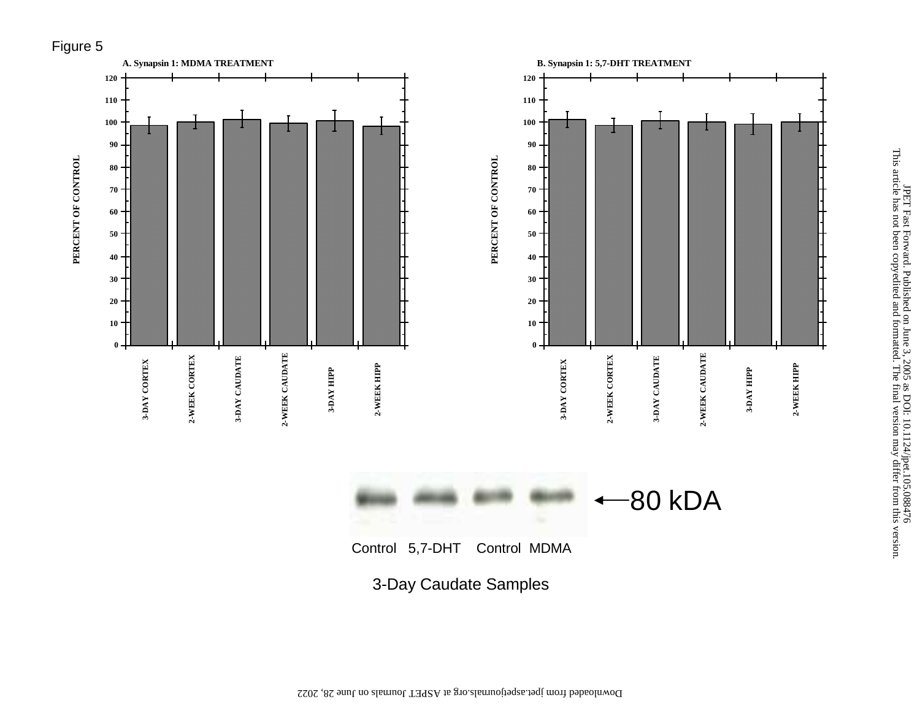Figure 5

A. Synapsin 1: MDMA TREATMENT

PERCENT OF CONTROL

0
10
20
30
40
50
60
70
80
90
100
110
120

3-DAY CORTEX
2-WEEK CORTEX
3-DAY CAUDATE
2-WEEK CAUDATE
3-DAY HIPP
2-WEEK HIPP

B. Synapsin 1: 5,7-DHT TREATMENT

PERCENT OF CONTROL

0
10
20
30
40
50
60
70
80
90
100
110
120

3-DAY CORTEX
2-WEEK CORTEX
3-DAY CAUDATE
2-WEEK CAUDATE
3-DAY HIPP
2-WEEK HIPP

80 kDA

Control 5,7-DHT Control MDMA

3-Day Caudate Samples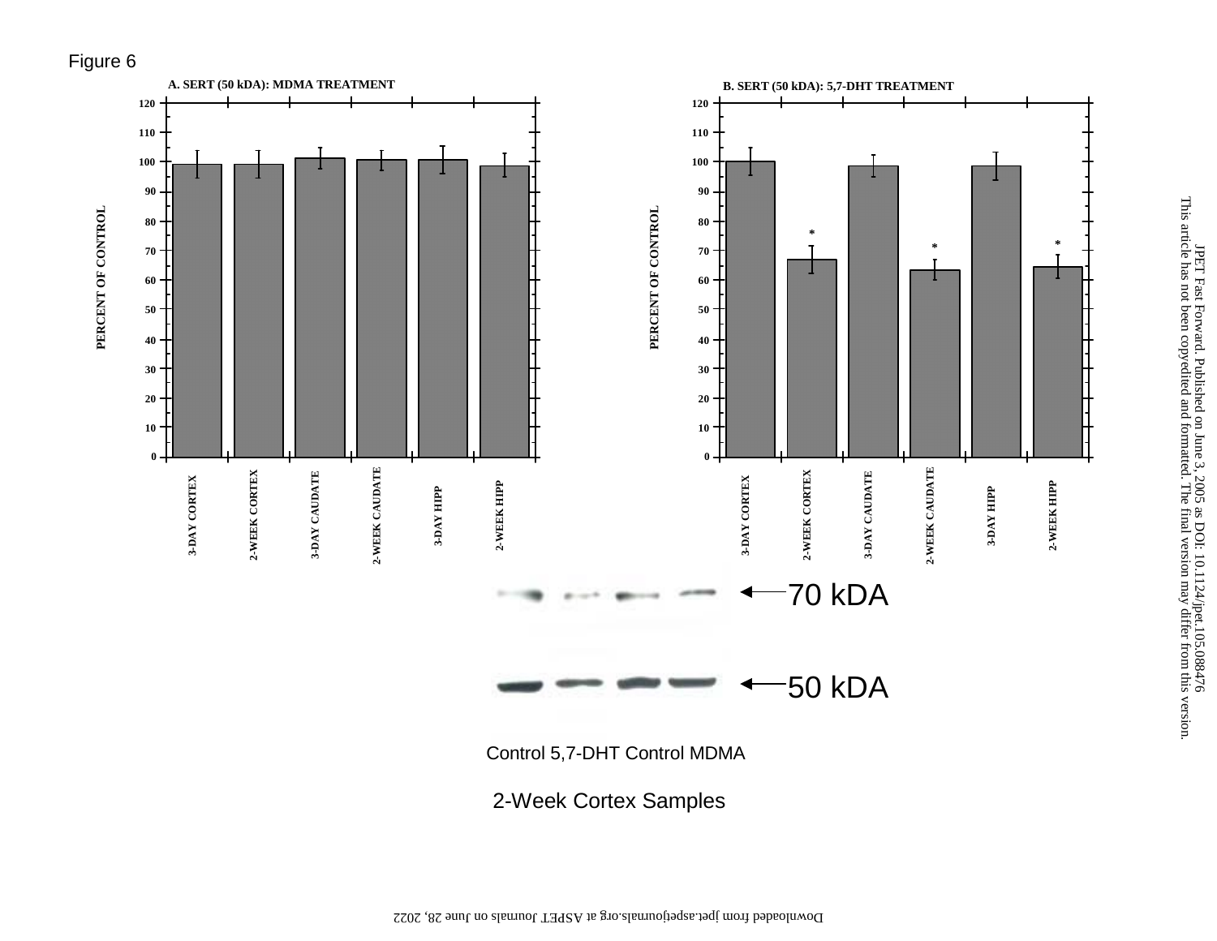Figure 6

A. SERT (50 kDA): MDMA TREATMENT

PERCENT OF CONTROL

0
10
20
30
40
50
60
70
80
90
100
110
120

3-DAY CORTEX
2-WEEK CORTEX
3-DAY CAUDATE
2-WEEK CAUDATE
3-DAY HIPP
2-WEEK HIPP

B. SERT (50 kDA): 5,7-DHT TREATMENT

PERCENT OF CONTROL

0
10
20
30
40
50
60
70
80
90
100
110
120

*
*
*

3-DAY CORTEX
2-WEEK CORTEX
3-DAY CAUDATE
2-WEEK CAUDATE
3-DAY HIPP
2-WEEK HIPP

70 kDA

50 kDA

Control 5,7-DHT Control MDMA

2-Week Cortex Samples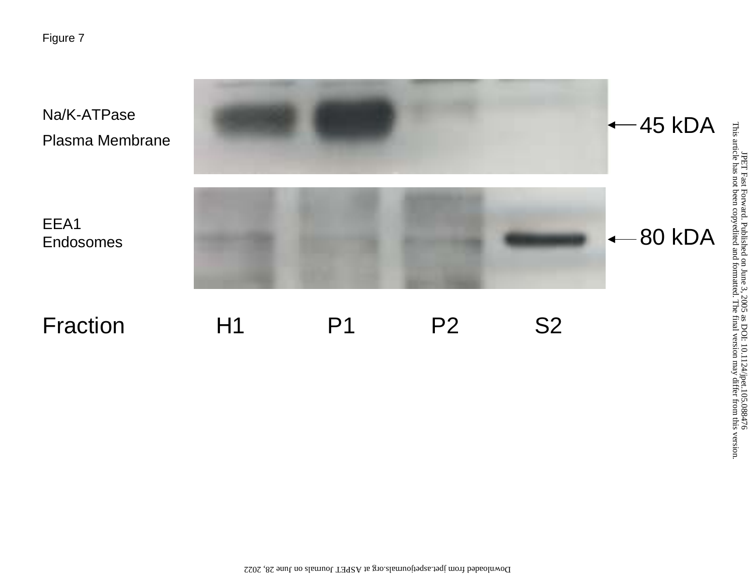Figure 7

Na/K-ATPase

Plasma Membrane

45 kDA

EEA1

Endosomes

80 kDA

Fraction H1 P1 P2 S2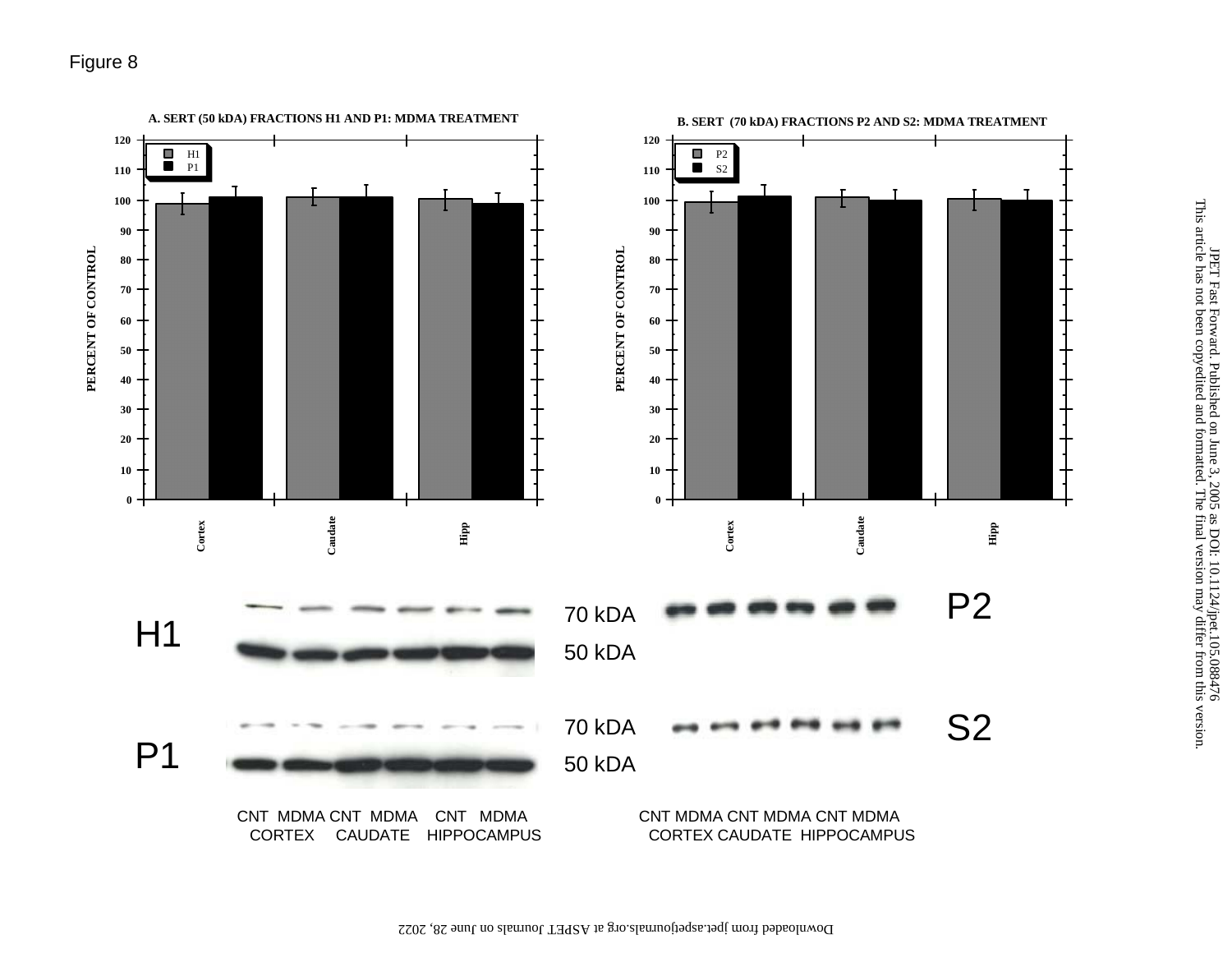Figure 8

A. SERT (50 kDA) FRACTIONS H1 AND P1: MDMA TREATMENT

120
110
100
90
80
70
60
50
40
30
20
10
0

PERCENT OF CONTROL

H1
P1

Cortex
Caudate
Hipp

B. SERT (70 kDA) FRACTIONS P2 AND S2: MDMA TREATMENT

120
110
100
90
80
70
60
50
40
30
20
10
0

PERCENT OF CONTROL

P2
S2

Cortex
Caudate
Hipp

H1

70 kDA
50 kDA

P1

70 kDA
50 kDA

CNT MDMA CNT MDMA CNT MDMA
CORTEX CAUDATE HIPPOCAMPUS

P2

S2

CNT MDMA CNT MDMA CNT MDMA
CORTEX CAUDATE HIPPOCAMPUS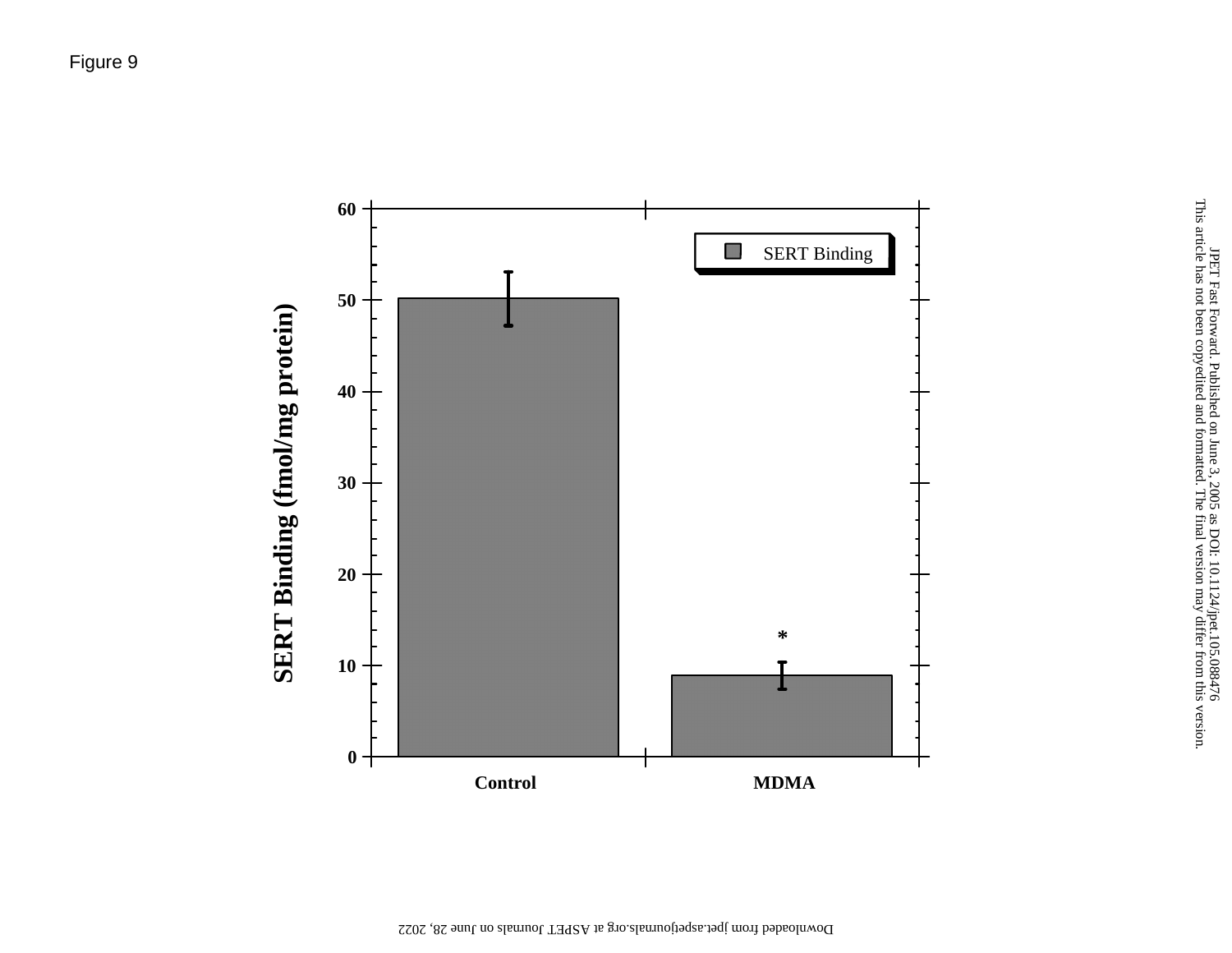Figure 9

SERT Binding (fmol/mg protein)

60

50

40

30

20

10

0

SERT Binding

*

Control

MDMA